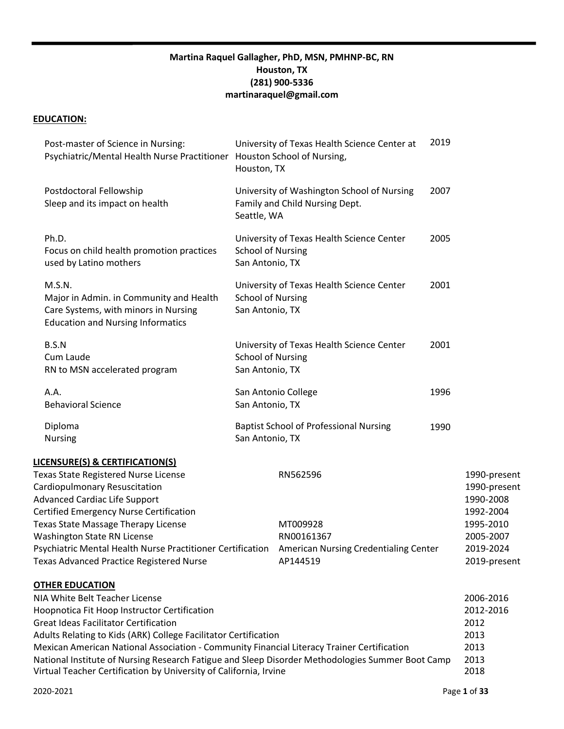**Martina Raquel Gallagher, PhD, MSN, PMHNP-BC, RN**
**Houston, TX**
**(281) 900-5336**
**martinaraquel@gmail.com**

## EDUCATION:

| | | |
|---|---|---|
| Post-master of Science in Nursing:<br>Psychiatric/Mental Health Nurse Practitioner | University of Texas Health Science Center at Houston School of Nursing,<br>Houston, TX | 2019 |
| Postdoctoral Fellowship<br>Sleep and its impact on health | University of Washington School of Nursing<br>Family and Child Nursing Dept.<br>Seattle, WA | 2007 |
| Ph.D.<br>Focus on child health promotion practices used by Latino mothers | University of Texas Health Science Center<br>School of Nursing<br>San Antonio, TX | 2005 |
| M.S.N.<br>Major in Admin. in Community and Health Care Systems, with minors in Nursing Education and Nursing Informatics | University of Texas Health Science Center<br>School of Nursing<br>San Antonio, TX | 2001 |
| B.S.N<br>Cum Laude<br>RN to MSN accelerated program | University of Texas Health Science Center<br>School of Nursing<br>San Antonio, TX | 2001 |
| A.A.<br>Behavioral Science | San Antonio College<br>San Antonio, TX | 1996 |
| Diploma<br>Nursing | Baptist School of Professional Nursing<br>San Antonio, TX | 1990 |

## LICENSURE(S) & CERTIFICATION(S)

| | | |
|---|---|---|
| Texas State Registered Nurse License | RN562596 | 1990-present |
| Cardiopulmonary Resuscitation | | 1990-present |
| Advanced Cardiac Life Support | | 1990-2008 |
| Certified Emergency Nurse Certification | | 1992-2004 |
| Texas State Massage Therapy License | MT009928 | 1995-2010 |
| Washington State RN License | RN00161367 | 2005-2007 |
| Psychiatric Mental Health Nurse Practitioner Certification | American Nursing Credentialing Center | 2019-2024 |
| Texas Advanced Practice Registered Nurse | AP144519 | 2019-present |

## OTHER EDUCATION

| | |
|---|---|
| NIA White Belt Teacher License | 2006-2016 |
| Hoopnotica Fit Hoop Instructor Certification | 2012-2016 |
| Great Ideas Facilitator Certification | 2012 |
| Adults Relating to Kids (ARK) College Facilitator Certification | 2013 |
| Mexican American National Association - Community Financial Literacy Trainer Certification | 2013 |
| National Institute of Nursing Research Fatigue and Sleep Disorder Methodologies Summer Boot Camp | 2013 |
| Virtual Teacher Certification by University of California, Irvine | 2018 |

2020-2021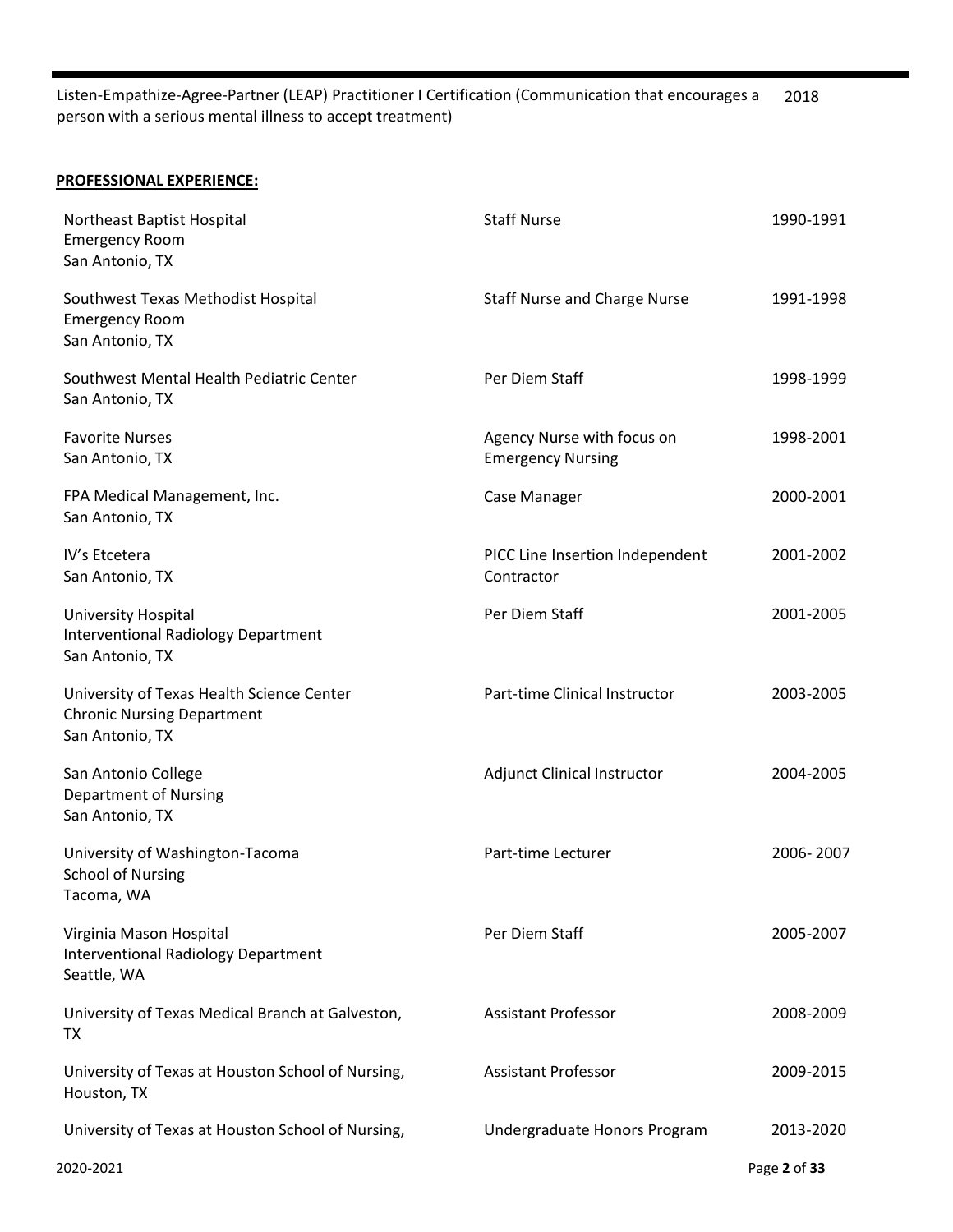| | |
|---|---|
| Listen-Empathize-Agree-Partner (LEAP) Practitioner I Certification (Communication that encourages a person with a serious mental illness to accept treatment) | 2018 |

**PROFESSIONAL EXPERIENCE:**

| | | |
|---|---|---|
| Northeast Baptist Hospital<br>Emergency Room<br>San Antonio, TX | Staff Nurse | 1990-1991 |
| Southwest Texas Methodist Hospital<br>Emergency Room<br>San Antonio, TX | Staff Nurse and Charge Nurse | 1991-1998 |
| Southwest Mental Health Pediatric Center<br>San Antonio, TX | Per Diem Staff | 1998-1999 |
| Favorite Nurses<br>San Antonio, TX | Agency Nurse with focus on Emergency Nursing | 1998-2001 |
| FPA Medical Management, Inc.<br>San Antonio, TX | Case Manager | 2000-2001 |
| IV's Etcetera<br>San Antonio, TX | PICC Line Insertion Independent Contractor | 2001-2002 |
| University Hospital<br>Interventional Radiology Department<br>San Antonio, TX | Per Diem Staff | 2001-2005 |
| University of Texas Health Science Center<br>Chronic Nursing Department<br>San Antonio, TX | Part-time Clinical Instructor | 2003-2005 |
| San Antonio College<br>Department of Nursing<br>San Antonio, TX | Adjunct Clinical Instructor | 2004-2005 |
| University of Washington-Tacoma<br>School of Nursing<br>Tacoma, WA | Part-time Lecturer | 2006- 2007 |
| Virginia Mason Hospital<br>Interventional Radiology Department<br>Seattle, WA | Per Diem Staff | 2005-2007 |
| University of Texas Medical Branch at Galveston, TX | Assistant Professor | 2008-2009 |
| University of Texas at Houston School of Nursing, Houston, TX | Assistant Professor | 2009-2015 |
| University of Texas at Houston School of Nursing, | Undergraduate Honors Program | 2013-2020 |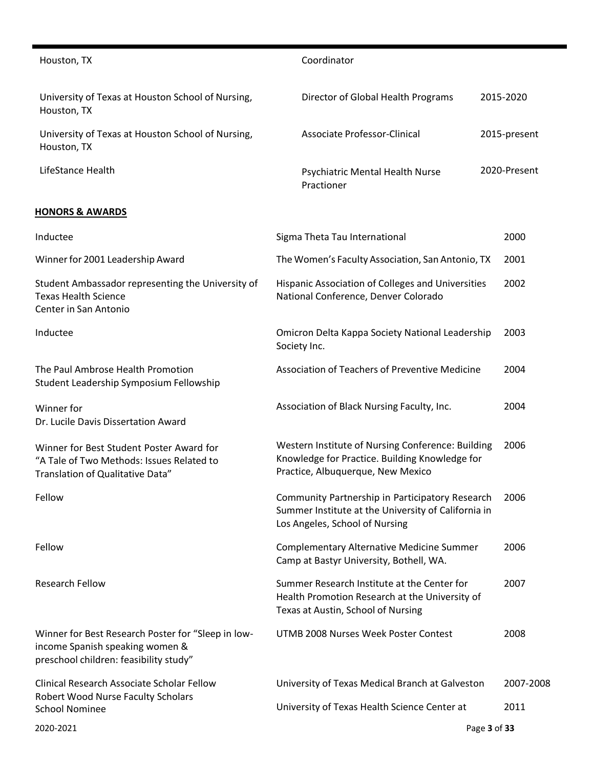| | | |
|---|---|---|
| Houston, TX | Coordinator | |
| University of Texas at Houston School of Nursing, Houston, TX | Director of Global Health Programs | 2015-2020 |
| University of Texas at Houston School of Nursing, Houston, TX | Associate Professor-Clinical | 2015-present |
| LifeStance Health | Psychiatric Mental Health Nurse Practioner | 2020-Present |

## HONORS & AWARDS

| | | |
|---|---|---|
| Inductee | Sigma Theta Tau International | 2000 |
| Winner for 2001 Leadership Award | The Women's Faculty Association, San Antonio, TX | 2001 |
| Student Ambassador representing the University of Texas Health Science Center in San Antonio | Hispanic Association of Colleges and Universities National Conference, Denver Colorado | 2002 |
| Inductee | Omicron Delta Kappa Society National Leadership Society Inc. | 2003 |
| The Paul Ambrose Health Promotion Student Leadership Symposium Fellowship | Association of Teachers of Preventive Medicine | 2004 |
| Winner for Dr. Lucile Davis Dissertation Award | Association of Black Nursing Faculty, Inc. | 2004 |
| Winner for Best Student Poster Award for "A Tale of Two Methods: Issues Related to Translation of Qualitative Data" | Western Institute of Nursing Conference: Building Knowledge for Practice. Building Knowledge for Practice, Albuquerque, New Mexico | 2006 |
| Fellow | Community Partnership in Participatory Research Summer Institute at the University of California in Los Angeles, School of Nursing | 2006 |
| Fellow | Complementary Alternative Medicine Summer Camp at Bastyr University, Bothell, WA. | 2006 |
| Research Fellow | Summer Research Institute at the Center for Health Promotion Research at the University of Texas at Austin, School of Nursing | 2007 |
| Winner for Best Research Poster for "Sleep in low-income Spanish speaking women & preschool children: feasibility study" | UTMB 2008 Nurses Week Poster Contest | 2008 |
| Clinical Research Associate Scholar Fellow | University of Texas Medical Branch at Galveston | 2007-2008 |
| Robert Wood Nurse Faculty Scholars School Nominee | University of Texas Health Science Center at | 2011 |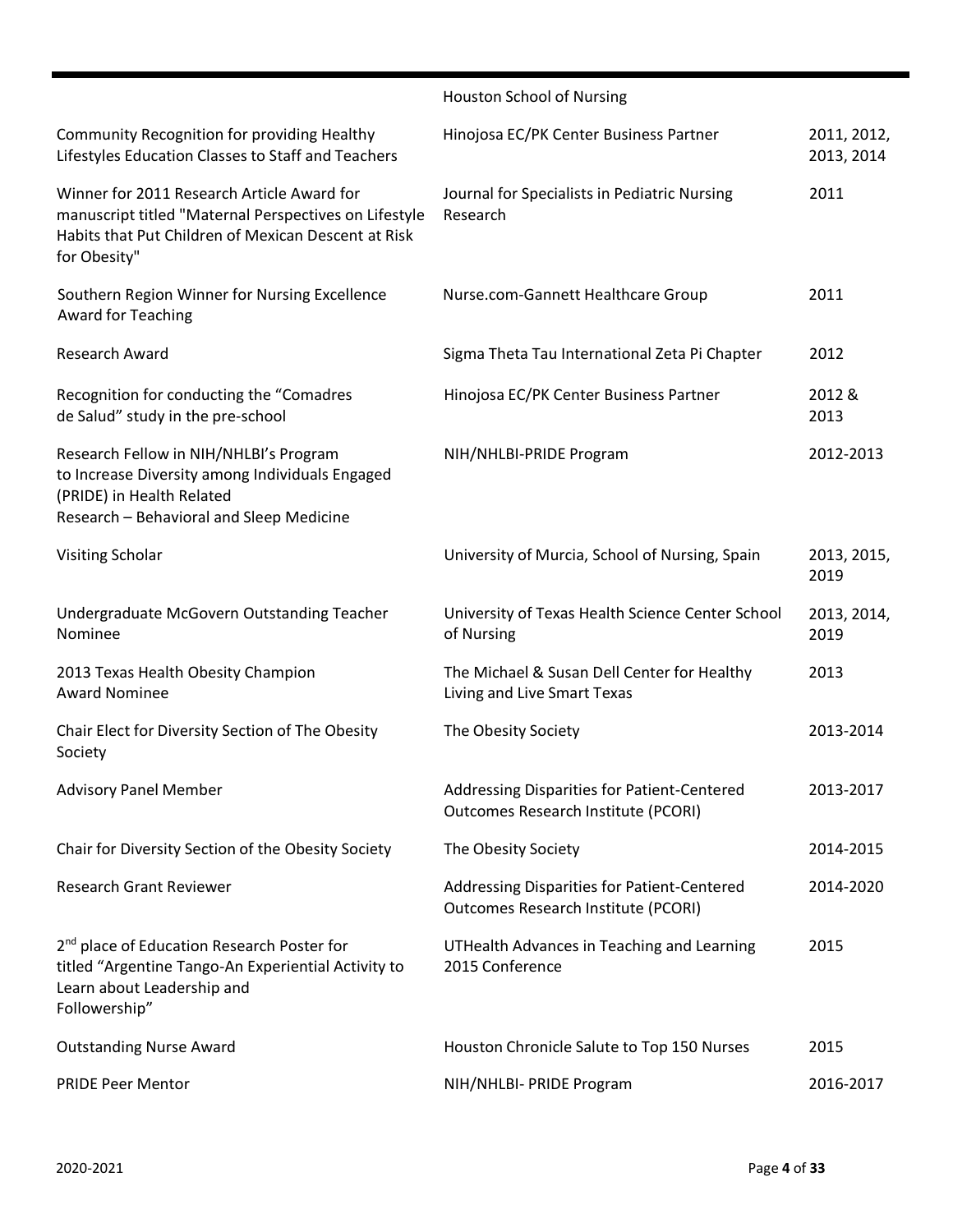| | | |
|---|---|---|
| | Houston School of Nursing | |
| Community Recognition for providing Healthy Lifestyles Education Classes to Staff and Teachers | Hinojosa EC/PK Center Business Partner | 2011, 2012, 2013, 2014 |
| Winner for 2011 Research Article Award for manuscript titled "Maternal Perspectives on Lifestyle Habits that Put Children of Mexican Descent at Risk for Obesity" | Journal for Specialists in Pediatric Nursing Research | 2011 |
| Southern Region Winner for Nursing Excellence Award for Teaching | Nurse.com-Gannett Healthcare Group | 2011 |
| Research Award | Sigma Theta Tau International Zeta Pi Chapter | 2012 |
| Recognition for conducting the "Comadres de Salud" study in the pre-school | Hinojosa EC/PK Center Business Partner | 2012 & 2013 |
| Research Fellow in NIH/NHLBI's Program to Increase Diversity among Individuals Engaged (PRIDE) in Health Related Research – Behavioral and Sleep Medicine | NIH/NHLBI-PRIDE Program | 2012-2013 |
| Visiting Scholar | University of Murcia, School of Nursing, Spain | 2013, 2015, 2019 |
| Undergraduate McGovern Outstanding Teacher Nominee | University of Texas Health Science Center School of Nursing | 2013, 2014, 2019 |
| 2013 Texas Health Obesity Champion Award Nominee | The Michael & Susan Dell Center for Healthy Living and Live Smart Texas | 2013 |
| Chair Elect for Diversity Section of The Obesity Society | The Obesity Society | 2013-2014 |
| Advisory Panel Member | Addressing Disparities for Patient-Centered Outcomes Research Institute (PCORI) | 2013-2017 |
| Chair for Diversity Section of the Obesity Society | The Obesity Society | 2014-2015 |
| Research Grant Reviewer | Addressing Disparities for Patient-Centered Outcomes Research Institute (PCORI) | 2014-2020 |
| 2nd place of Education Research Poster for titled "Argentine Tango-An Experiential Activity to Learn about Leadership and Followership" | UTHealth Advances in Teaching and Learning 2015 Conference | 2015 |
| Outstanding Nurse Award | Houston Chronicle Salute to Top 150 Nurses | 2015 |
| PRIDE Peer Mentor | NIH/NHLBI- PRIDE Program | 2016-2017 |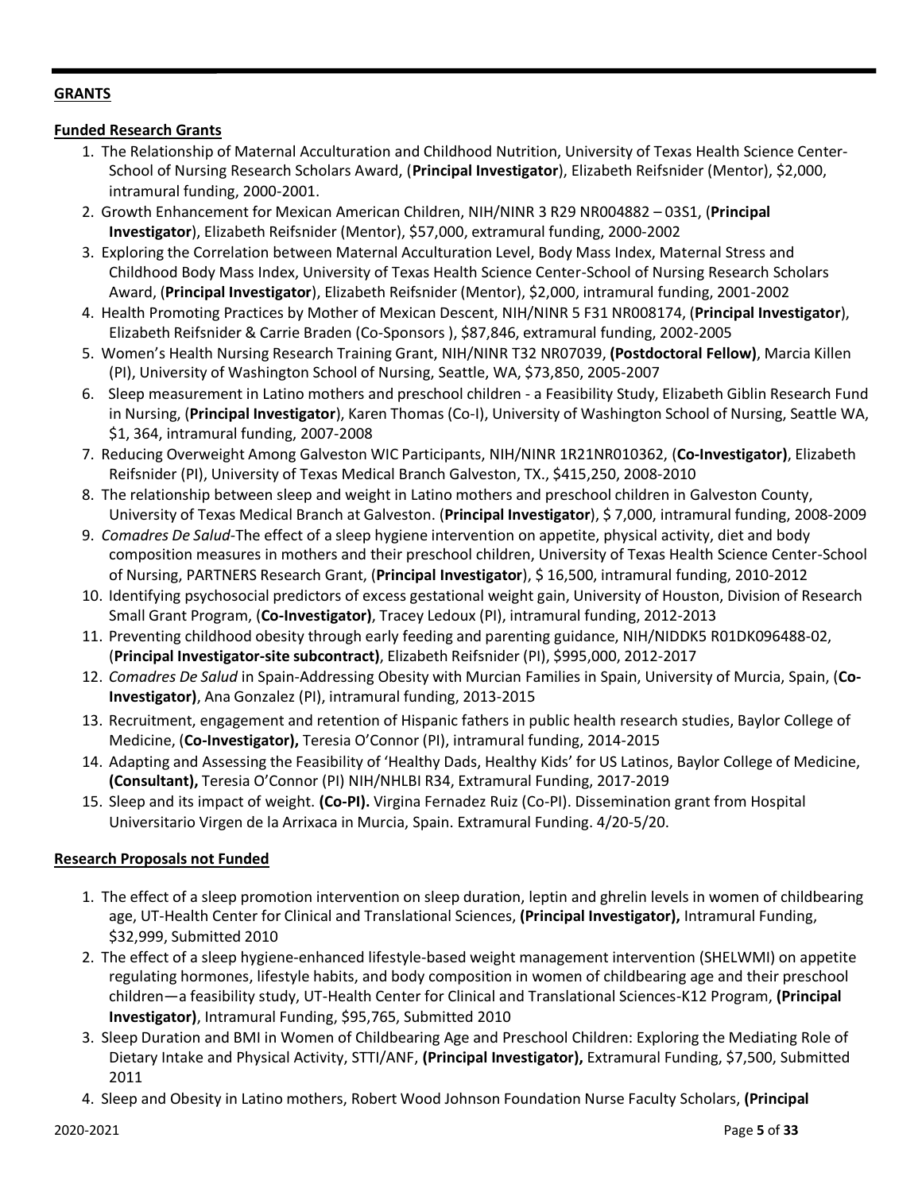## GRANTS

### Funded Research Grants

1. The Relationship of Maternal Acculturation and Childhood Nutrition, University of Texas Health Science Center-School of Nursing Research Scholars Award, (**Principal Investigator**), Elizabeth Reifsnider (Mentor), $2,000, intramural funding, 2000-2001.
2. Growth Enhancement for Mexican American Children, NIH/NINR 3 R29 NR004882 – 03S1, (**Principal Investigator**), Elizabeth Reifsnider (Mentor), $57,000, extramural funding, 2000-2002
3. Exploring the Correlation between Maternal Acculturation Level, Body Mass Index, Maternal Stress and Childhood Body Mass Index, University of Texas Health Science Center-School of Nursing Research Scholars Award, (**Principal Investigator**), Elizabeth Reifsnider (Mentor), $2,000, intramural funding, 2001-2002
4. Health Promoting Practices by Mother of Mexican Descent, NIH/NINR 5 F31 NR008174, (**Principal Investigator**), Elizabeth Reifsnider & Carrie Braden (Co-Sponsors ), $87,846, extramural funding, 2002-2005
5. Women's Health Nursing Research Training Grant, NIH/NINR T32 NR07039, **(Postdoctoral Fellow)**, Marcia Killen (PI), University of Washington School of Nursing, Seattle, WA, $73,850, 2005-2007
6. Sleep measurement in Latino mothers and preschool children - a Feasibility Study, Elizabeth Giblin Research Fund in Nursing, (**Principal Investigator**), Karen Thomas (Co-I), University of Washington School of Nursing, Seattle WA, $1, 364, intramural funding, 2007-2008
7. Reducing Overweight Among Galveston WIC Participants, NIH/NINR 1R21NR010362, (**Co-Investigator)**, Elizabeth Reifsnider (PI), University of Texas Medical Branch Galveston, TX., $415,250, 2008-2010
8. The relationship between sleep and weight in Latino mothers and preschool children in Galveston County, University of Texas Medical Branch at Galveston. (**Principal Investigator**), $ 7,000, intramural funding, 2008-2009
9. *Comadres De Salud*-The effect of a sleep hygiene intervention on appetite, physical activity, diet and body composition measures in mothers and their preschool children, University of Texas Health Science Center-School of Nursing, PARTNERS Research Grant, (**Principal Investigator**), $ 16,500, intramural funding, 2010-2012
10. Identifying psychosocial predictors of excess gestational weight gain, University of Houston, Division of Research Small Grant Program, (**Co-Investigator)**, Tracey Ledoux (PI), intramural funding, 2012-2013
11. Preventing childhood obesity through early feeding and parenting guidance, NIH/NIDDK5 R01DK096488-02, (**Principal Investigator-site subcontract)**, Elizabeth Reifsnider (PI), $995,000, 2012-2017
12. *Comadres De Salud* in Spain-Addressing Obesity with Murcian Families in Spain, University of Murcia, Spain, (**Co-Investigator)**, Ana Gonzalez (PI), intramural funding, 2013-2015
13. Recruitment, engagement and retention of Hispanic fathers in public health research studies, Baylor College of Medicine, (**Co-Investigator),** Teresia O'Connor (PI), intramural funding, 2014-2015
14. Adapting and Assessing the Feasibility of 'Healthy Dads, Healthy Kids' for US Latinos, Baylor College of Medicine, **(Consultant),** Teresia O'Connor (PI) NIH/NHLBI R34, Extramural Funding, 2017-2019
15. Sleep and its impact of weight. **(Co-PI).** Virgina Fernadez Ruiz (Co-PI). Dissemination grant from Hospital Universitario Virgen de la Arrixaca in Murcia, Spain. Extramural Funding. 4/20-5/20.

### Research Proposals not Funded

1. The effect of a sleep promotion intervention on sleep duration, leptin and ghrelin levels in women of childbearing age, UT-Health Center for Clinical and Translational Sciences, **(Principal Investigator),** Intramural Funding, $32,999, Submitted 2010
2. The effect of a sleep hygiene-enhanced lifestyle-based weight management intervention (SHELWMI) on appetite regulating hormones, lifestyle habits, and body composition in women of childbearing age and their preschool children—a feasibility study, UT-Health Center for Clinical and Translational Sciences-K12 Program, **(Principal Investigator)**, Intramural Funding, $95,765, Submitted 2010
3. Sleep Duration and BMI in Women of Childbearing Age and Preschool Children: Exploring the Mediating Role of Dietary Intake and Physical Activity, STTI/ANF, **(Principal Investigator),** Extramural Funding, $7,500, Submitted 2011
4. Sleep and Obesity in Latino mothers, Robert Wood Johnson Foundation Nurse Faculty Scholars, **(Principal**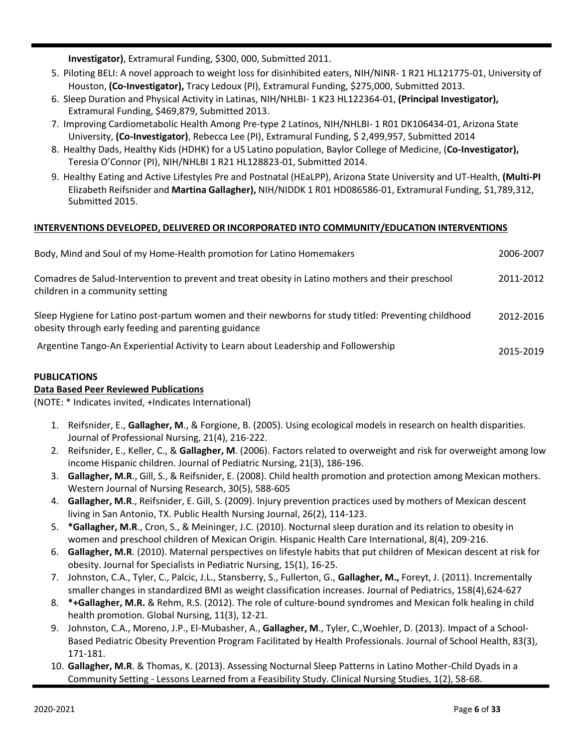**Investigator)**, Extramural Funding, $300, 000, Submitted 2011.

5. Piloting BELI: A novel approach to weight loss for disinhibited eaters, NIH/NINR- 1 R21 HL121775-01, University of Houston, **(Co-Investigator),** Tracy Ledoux (PI), Extramural Funding, $275,000, Submitted 2013.
6. Sleep Duration and Physical Activity in Latinas, NIH/NHLBI- 1 K23 HL122364-01, **(Principal Investigator),** Extramural Funding, $469,879, Submitted 2013.
7. Improving Cardiometabolic Health Among Pre-type 2 Latinos, NIH/NHLBI- 1 R01 DK106434-01, Arizona State University, **(Co-Investigator)**, Rebecca Lee (PI), Extramural Funding, $ 2,499,957, Submitted 2014
8. Healthy Dads, Healthy Kids (HDHK) for a US Latino population, Baylor College of Medicine, (**Co-Investigator),** Teresia O'Connor (PI), NIH/NHLBI 1 R21 HL128823-01, Submitted 2014.
9. Healthy Eating and Active Lifestyles Pre and Postnatal (HEaLPP), Arizona State University and UT-Health, **(Multi-PI** Elizabeth Reifsnider and **Martina Gallagher),** NIH/NIDDK 1 R01 HD086586-01, Extramural Funding, $1,789,312, Submitted 2015.

## INTERVENTIONS DEVELOPED, DELIVERED OR INCORPORATED INTO COMMUNITY/EDUCATION INTERVENTIONS

| | |
|---|---|
| Body, Mind and Soul of my Home-Health promotion for Latino Homemakers | 2006-2007 |
| Comadres de Salud-Intervention to prevent and treat obesity in Latino mothers and their preschool children in a community setting | 2011-2012 |
| Sleep Hygiene for Latino post-partum women and their newborns for study titled: Preventing childhood obesity through early feeding and parenting guidance | 2012-2016 |
| Argentine Tango-An Experiential Activity to Learn about Leadership and Followership | 2015-2019 |

## PUBLICATIONS

### Data Based Peer Reviewed Publications

(NOTE: * Indicates invited, +Indicates International)

1. Reifsnider, E., **Gallagher, M**., & Forgione, B. (2005). Using ecological models in research on health disparities. Journal of Professional Nursing, 21(4), 216-222.
2. Reifsnider, E., Keller, C., & **Gallagher, M**. (2006). Factors related to overweight and risk for overweight among low income Hispanic children. Journal of Pediatric Nursing, 21(3), 186-196.
3. **Gallagher, M.R**., Gill, S., & Reifsnider, E. (2008). Child health promotion and protection among Mexican mothers. Western Journal of Nursing Research, 30(5), 588-605
4. **Gallagher, M.R**., Reifsnider, E. Gill, S. (2009). Injury prevention practices used by mothers of Mexican descent living in San Antonio, TX. Public Health Nursing Journal, 26(2), 114-123.
5. ***Gallagher, M.R**., Cron, S., & Meininger, J.C. (2010). Nocturnal sleep duration and its relation to obesity in women and preschool children of Mexican Origin. Hispanic Health Care International, 8(4), 209-216.
6. **Gallagher, M.R**. (2010). Maternal perspectives on lifestyle habits that put children of Mexican descent at risk for obesity. Journal for Specialists in Pediatric Nursing, 15(1), 16-25.
7. Johnston, C.A., Tyler, C., Palcic, J.L., Stansberry, S., Fullerton, G., **Gallagher, M.,** Foreyt, J. (2011). Incrementally smaller changes in standardized BMI as weight classification increases. Journal of Pediatrics, 158(4),624-627
8. ***+Gallagher, M.R.** & Rehm, R.S. (2012). The role of culture-bound syndromes and Mexican folk healing in child health promotion. Global Nursing, 11(3), 12-21.
9. Johnston, C.A., Moreno, J.P., El-Mubasher, A., **Gallagher, M**., Tyler, C.,Woehler, D. (2013). Impact of a School-Based Pediatric Obesity Prevention Program Facilitated by Health Professionals. Journal of School Health, 83(3), 171-181.
10. **Gallagher, M.R**. & Thomas, K. (2013). Assessing Nocturnal Sleep Patterns in Latino Mother-Child Dyads in a Community Setting - Lessons Learned from a Feasibility Study. Clinical Nursing Studies, 1(2), 58-68.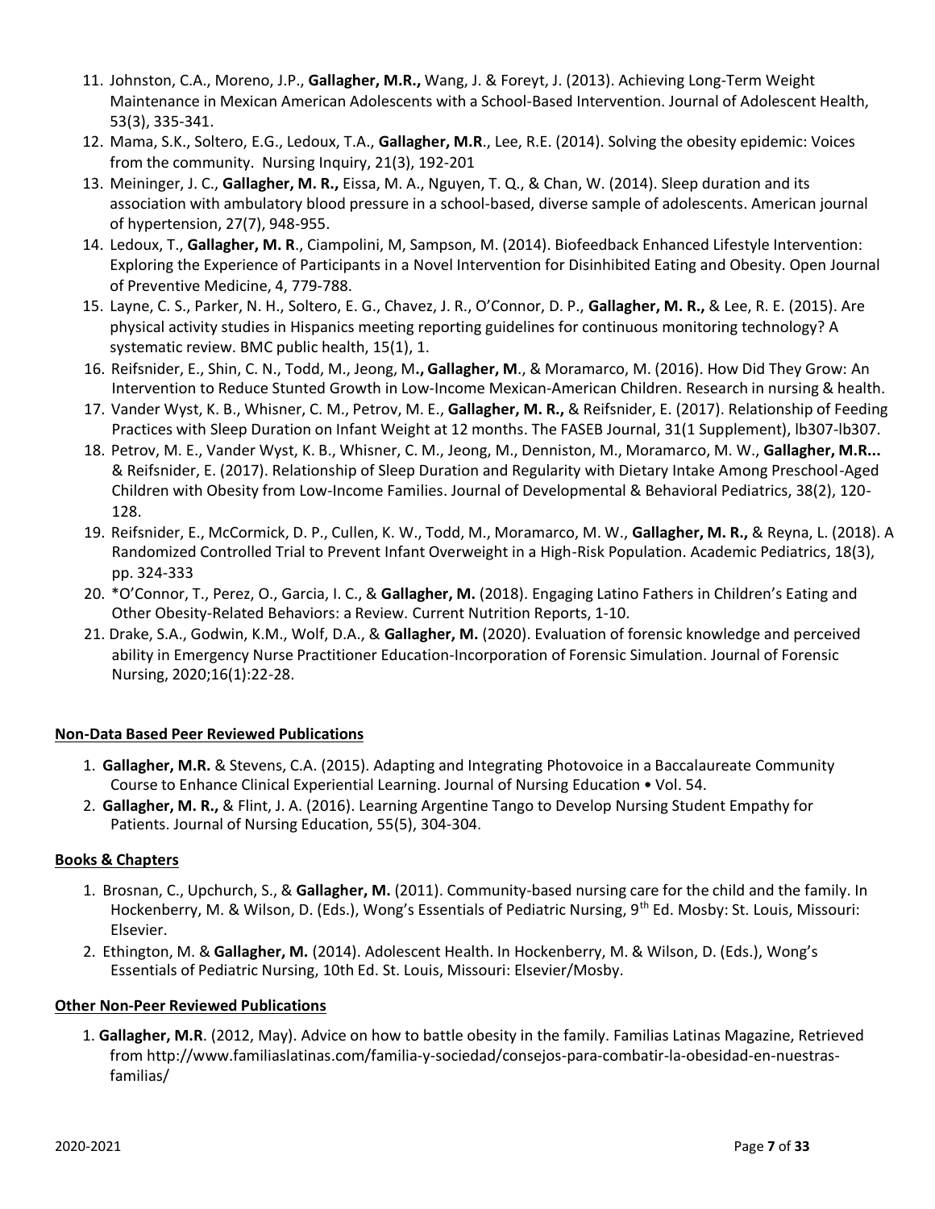11. Johnston, C.A., Moreno, J.P., **Gallagher, M.R.,** Wang, J. & Foreyt, J. (2013). Achieving Long-Term Weight Maintenance in Mexican American Adolescents with a School-Based Intervention. Journal of Adolescent Health, 53(3), 335-341.
12. Mama, S.K., Soltero, E.G., Ledoux, T.A., **Gallagher, M.R**., Lee, R.E. (2014). Solving the obesity epidemic: Voices from the community. Nursing Inquiry, 21(3), 192-201
13. Meininger, J. C., **Gallagher, M. R.,** Eissa, M. A., Nguyen, T. Q., & Chan, W. (2014). Sleep duration and its association with ambulatory blood pressure in a school-based, diverse sample of adolescents. American journal of hypertension, 27(7), 948-955.
14. Ledoux, T., **Gallagher, M. R**., Ciampolini, M, Sampson, M. (2014). Biofeedback Enhanced Lifestyle Intervention: Exploring the Experience of Participants in a Novel Intervention for Disinhibited Eating and Obesity. Open Journal of Preventive Medicine, 4, 779-788.
15. Layne, C. S., Parker, N. H., Soltero, E. G., Chavez, J. R., O'Connor, D. P., **Gallagher, M. R.,** & Lee, R. E. (2015). Are physical activity studies in Hispanics meeting reporting guidelines for continuous monitoring technology? A systematic review. BMC public health, 15(1), 1.
16. Reifsnider, E., Shin, C. N., Todd, M., Jeong, M**., Gallagher, M**., & Moramarco, M. (2016). How Did They Grow: An Intervention to Reduce Stunted Growth in Low-Income Mexican-American Children. Research in nursing & health.
17. Vander Wyst, K. B., Whisner, C. M., Petrov, M. E., **Gallagher, M. R.,** & Reifsnider, E. (2017). Relationship of Feeding Practices with Sleep Duration on Infant Weight at 12 months. The FASEB Journal, 31(1 Supplement), lb307-lb307.
18. Petrov, M. E., Vander Wyst, K. B., Whisner, C. M., Jeong, M., Denniston, M., Moramarco, M. W., **Gallagher, M.R...** & Reifsnider, E. (2017). Relationship of Sleep Duration and Regularity with Dietary Intake Among Preschool-Aged Children with Obesity from Low-Income Families. Journal of Developmental & Behavioral Pediatrics, 38(2), 120-128.
19. Reifsnider, E., McCormick, D. P., Cullen, K. W., Todd, M., Moramarco, M. W., **Gallagher, M. R.,** & Reyna, L. (2018). A Randomized Controlled Trial to Prevent Infant Overweight in a High-Risk Population. Academic Pediatrics, 18(3), pp. 324-333
20. *O'Connor, T., Perez, O., Garcia, I. C., & **Gallagher, M.** (2018). Engaging Latino Fathers in Children's Eating and Other Obesity-Related Behaviors: a Review. Current Nutrition Reports, 1-10.
21. Drake, S.A., Godwin, K.M., Wolf, D.A., & **Gallagher, M.** (2020). Evaluation of forensic knowledge and perceived ability in Emergency Nurse Practitioner Education-Incorporation of Forensic Simulation. Journal of Forensic Nursing, 2020;16(1):22-28.

**Non-Data Based Peer Reviewed Publications**

1. **Gallagher, M.R.** & Stevens, C.A. (2015). Adapting and Integrating Photovoice in a Baccalaureate Community Course to Enhance Clinical Experiential Learning. Journal of Nursing Education • Vol. 54.
2. **Gallagher, M. R.,** & Flint, J. A. (2016). Learning Argentine Tango to Develop Nursing Student Empathy for Patients. Journal of Nursing Education, 55(5), 304-304.

**Books & Chapters**

1. Brosnan, C., Upchurch, S., & **Gallagher, M.** (2011). Community-based nursing care for the child and the family. In Hockenberry, M. & Wilson, D. (Eds.), Wong's Essentials of Pediatric Nursing, 9th Ed. Mosby: St. Louis, Missouri: Elsevier.
2. Ethington, M. & **Gallagher, M.** (2014). Adolescent Health. In Hockenberry, M. & Wilson, D. (Eds.), Wong's Essentials of Pediatric Nursing, 10th Ed. St. Louis, Missouri: Elsevier/Mosby.

**Other Non-Peer Reviewed Publications**

1. **Gallagher, M.R**. (2012, May). Advice on how to battle obesity in the family. Familias Latinas Magazine, Retrieved from http://www.familiaslatinas.com/familia-y-sociedad/consejos-para-combatir-la-obesidad-en-nuestras-familias/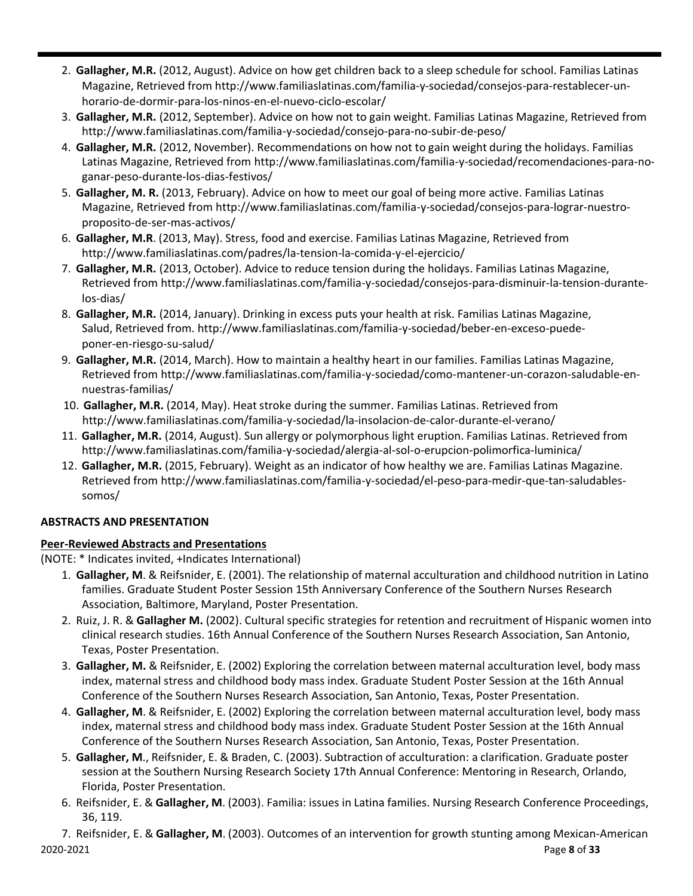2. **Gallagher, M.R.** (2012, August). Advice on how get children back to a sleep schedule for school. Familias Latinas Magazine, Retrieved from http://www.familiaslatinas.com/familia-y-sociedad/consejos-para-restablecer-un-horario-de-dormir-para-los-ninos-en-el-nuevo-ciclo-escolar/
3. **Gallagher, M.R.** (2012, September). Advice on how not to gain weight. Familias Latinas Magazine, Retrieved from http://www.familiaslatinas.com/familia-y-sociedad/consejo-para-no-subir-de-peso/
4. **Gallagher, M.R.** (2012, November). Recommendations on how not to gain weight during the holidays. Familias Latinas Magazine, Retrieved from http://www.familiaslatinas.com/familia-y-sociedad/recomendaciones-para-no-ganar-peso-durante-los-dias-festivos/
5. **Gallagher, M. R.** (2013, February). Advice on how to meet our goal of being more active. Familias Latinas Magazine, Retrieved from http://www.familiaslatinas.com/familia-y-sociedad/consejos-para-lograr-nuestro-proposito-de-ser-mas-activos/
6. **Gallagher, M.R**. (2013, May). Stress, food and exercise. Familias Latinas Magazine, Retrieved from http://www.familiaslatinas.com/padres/la-tension-la-comida-y-el-ejercicio/
7. **Gallagher, M.R.** (2013, October). Advice to reduce tension during the holidays. Familias Latinas Magazine, Retrieved from http://www.familiaslatinas.com/familia-y-sociedad/consejos-para-disminuir-la-tension-durante-los-dias/
8. **Gallagher, M.R.** (2014, January). Drinking in excess puts your health at risk. Familias Latinas Magazine, Salud, Retrieved from. http://www.familiaslatinas.com/familia-y-sociedad/beber-en-exceso-puede-poner-en-riesgo-su-salud/
9. **Gallagher, M.R.** (2014, March). How to maintain a healthy heart in our families. Familias Latinas Magazine, Retrieved from http://www.familiaslatinas.com/familia-y-sociedad/como-mantener-un-corazon-saludable-en-nuestras-familias/
10. **Gallagher, M.R.** (2014, May). Heat stroke during the summer. Familias Latinas. Retrieved from http://www.familiaslatinas.com/familia-y-sociedad/la-insolacion-de-calor-durante-el-verano/
11. **Gallagher, M.R.** (2014, August). Sun allergy or polymorphous light eruption. Familias Latinas. Retrieved from http://www.familiaslatinas.com/familia-y-sociedad/alergia-al-sol-o-erupcion-polimorfica-luminica/
12. **Gallagher, M.R.** (2015, February). Weight as an indicator of how healthy we are. Familias Latinas Magazine. Retrieved from http://www.familiaslatinas.com/familia-y-sociedad/el-peso-para-medir-que-tan-saludables-somos/

## ABSTRACTS AND PRESENTATION

### Peer-Reviewed Abstracts and Presentations

(NOTE: * Indicates invited, +Indicates International)

1. **Gallagher, M**. & Reifsnider, E. (2001). The relationship of maternal acculturation and childhood nutrition in Latino families. Graduate Student Poster Session 15th Anniversary Conference of the Southern Nurses Research Association, Baltimore, Maryland, Poster Presentation.
2. Ruiz, J. R. & **Gallagher M.** (2002). Cultural specific strategies for retention and recruitment of Hispanic women into clinical research studies. 16th Annual Conference of the Southern Nurses Research Association, San Antonio, Texas, Poster Presentation.
3. **Gallagher, M.** & Reifsnider, E. (2002) Exploring the correlation between maternal acculturation level, body mass index, maternal stress and childhood body mass index. Graduate Student Poster Session at the 16th Annual Conference of the Southern Nurses Research Association, San Antonio, Texas, Poster Presentation.
4. **Gallagher, M**. & Reifsnider, E. (2002) Exploring the correlation between maternal acculturation level, body mass index, maternal stress and childhood body mass index. Graduate Student Poster Session at the 16th Annual Conference of the Southern Nurses Research Association, San Antonio, Texas, Poster Presentation.
5. **Gallagher, M**., Reifsnider, E. & Braden, C. (2003). Subtraction of acculturation: a clarification. Graduate poster session at the Southern Nursing Research Society 17th Annual Conference: Mentoring in Research, Orlando, Florida, Poster Presentation.
6. Reifsnider, E. & **Gallagher, M**. (2003). Familia: issues in Latina families. Nursing Research Conference Proceedings, 36, 119.
7. Reifsnider, E. & **Gallagher, M**. (2003). Outcomes of an intervention for growth stunting among Mexican-American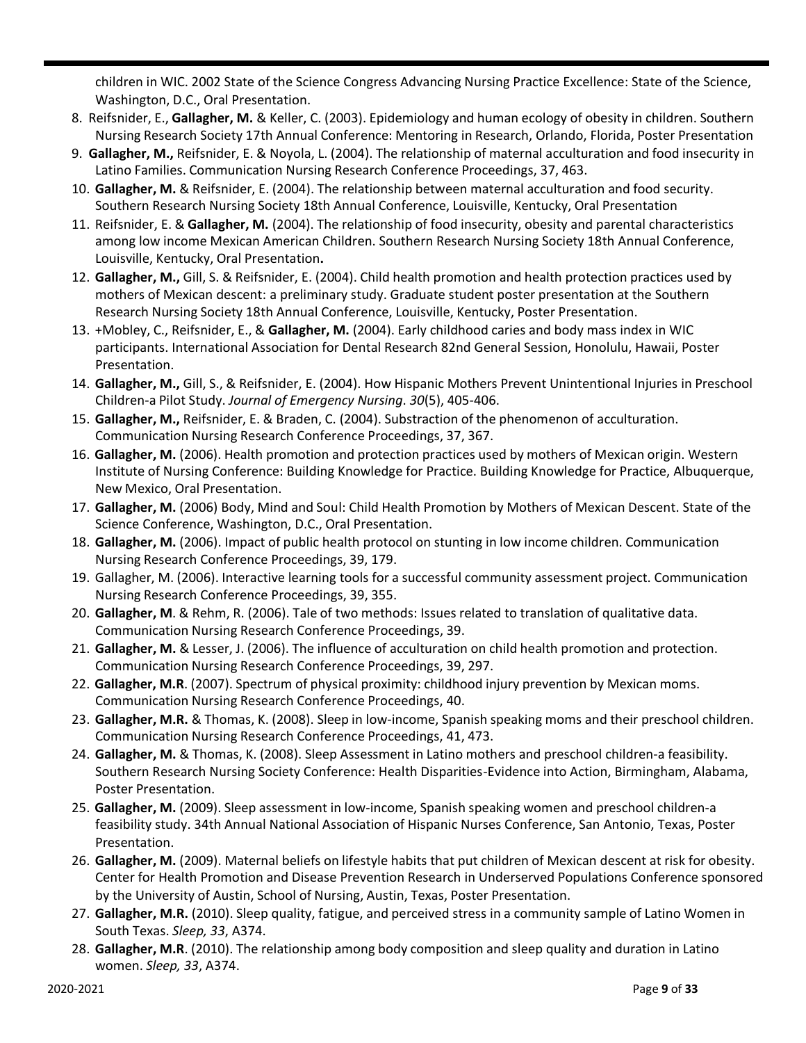children in WIC. 2002 State of the Science Congress Advancing Nursing Practice Excellence: State of the Science, Washington, D.C., Oral Presentation.

8. Reifsnider, E., **Gallagher, M.** & Keller, C. (2003). Epidemiology and human ecology of obesity in children. Southern Nursing Research Society 17th Annual Conference: Mentoring in Research, Orlando, Florida, Poster Presentation
9. **Gallagher, M.,** Reifsnider, E. & Noyola, L. (2004). The relationship of maternal acculturation and food insecurity in Latino Families. Communication Nursing Research Conference Proceedings, 37, 463.
10. **Gallagher, M.** & Reifsnider, E. (2004). The relationship between maternal acculturation and food security. Southern Research Nursing Society 18th Annual Conference, Louisville, Kentucky, Oral Presentation
11. Reifsnider, E. & **Gallagher, M.** (2004). The relationship of food insecurity, obesity and parental characteristics among low income Mexican American Children. Southern Research Nursing Society 18th Annual Conference, Louisville, Kentucky, Oral Presentation**.**
12. **Gallagher, M.,** Gill, S. & Reifsnider, E. (2004). Child health promotion and health protection practices used by mothers of Mexican descent: a preliminary study. Graduate student poster presentation at the Southern Research Nursing Society 18th Annual Conference, Louisville, Kentucky, Poster Presentation.
13. +Mobley, C., Reifsnider, E., & **Gallagher, M.** (2004). Early childhood caries and body mass index in WIC participants. International Association for Dental Research 82nd General Session, Honolulu, Hawaii, Poster Presentation.
14. **Gallagher, M.,** Gill, S., & Reifsnider, E. (2004). How Hispanic Mothers Prevent Unintentional Injuries in Preschool Children-a Pilot Study. *Journal of Emergency Nursing*. *30*(5), 405-406.
15. **Gallagher, M.,** Reifsnider, E. & Braden, C. (2004). Substraction of the phenomenon of acculturation. Communication Nursing Research Conference Proceedings, 37, 367.
16. **Gallagher, M.** (2006). Health promotion and protection practices used by mothers of Mexican origin. Western Institute of Nursing Conference: Building Knowledge for Practice. Building Knowledge for Practice, Albuquerque, New Mexico, Oral Presentation.
17. **Gallagher, M.** (2006) Body, Mind and Soul: Child Health Promotion by Mothers of Mexican Descent. State of the Science Conference, Washington, D.C., Oral Presentation.
18. **Gallagher, M.** (2006). Impact of public health protocol on stunting in low income children. Communication Nursing Research Conference Proceedings, 39, 179.
19. Gallagher, M. (2006). Interactive learning tools for a successful community assessment project. Communication Nursing Research Conference Proceedings, 39, 355.
20. **Gallagher, M**. & Rehm, R. (2006). Tale of two methods: Issues related to translation of qualitative data. Communication Nursing Research Conference Proceedings, 39.
21. **Gallagher, M.** & Lesser, J. (2006). The influence of acculturation on child health promotion and protection. Communication Nursing Research Conference Proceedings, 39, 297.
22. **Gallagher, M.R**. (2007). Spectrum of physical proximity: childhood injury prevention by Mexican moms. Communication Nursing Research Conference Proceedings, 40.
23. **Gallagher, M.R.** & Thomas, K. (2008). Sleep in low-income, Spanish speaking moms and their preschool children. Communication Nursing Research Conference Proceedings, 41, 473.
24. **Gallagher, M.** & Thomas, K. (2008). Sleep Assessment in Latino mothers and preschool children-a feasibility. Southern Research Nursing Society Conference: Health Disparities-Evidence into Action, Birmingham, Alabama, Poster Presentation.
25. **Gallagher, M.** (2009). Sleep assessment in low-income, Spanish speaking women and preschool children-a feasibility study. 34th Annual National Association of Hispanic Nurses Conference, San Antonio, Texas, Poster Presentation.
26. **Gallagher, M.** (2009). Maternal beliefs on lifestyle habits that put children of Mexican descent at risk for obesity. Center for Health Promotion and Disease Prevention Research in Underserved Populations Conference sponsored by the University of Austin, School of Nursing, Austin, Texas, Poster Presentation.
27. **Gallagher, M.R.** (2010). Sleep quality, fatigue, and perceived stress in a community sample of Latino Women in South Texas. *Sleep, 33*, A374.
28. **Gallagher, M.R**. (2010). The relationship among body composition and sleep quality and duration in Latino women. *Sleep, 33*, A374.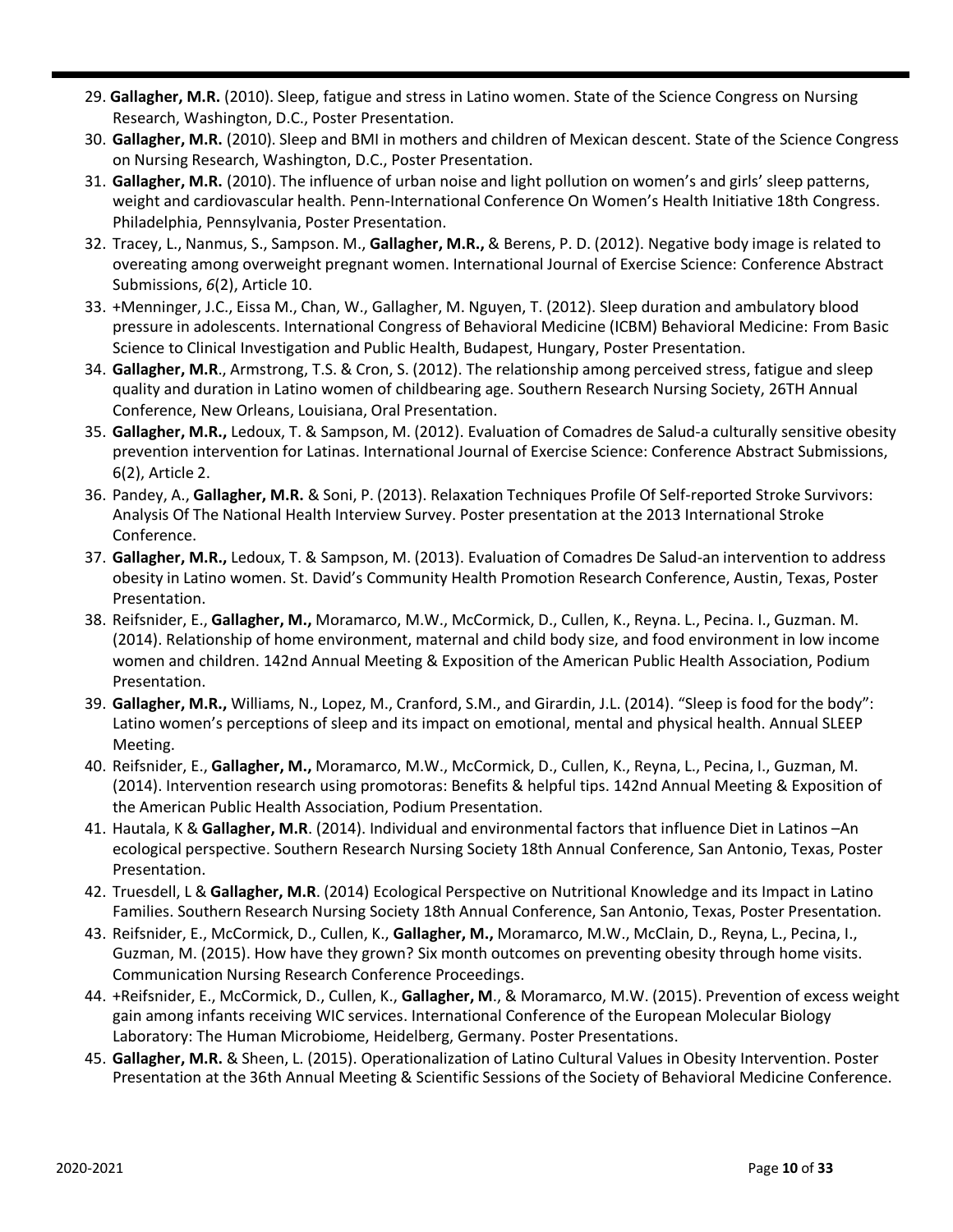29. **Gallagher, M.R.** (2010). Sleep, fatigue and stress in Latino women. State of the Science Congress on Nursing Research, Washington, D.C., Poster Presentation.
30. **Gallagher, M.R.** (2010). Sleep and BMI in mothers and children of Mexican descent. State of the Science Congress on Nursing Research, Washington, D.C., Poster Presentation.
31. **Gallagher, M.R.** (2010). The influence of urban noise and light pollution on women's and girls' sleep patterns, weight and cardiovascular health. Penn-International Conference On Women's Health Initiative 18th Congress. Philadelphia, Pennsylvania, Poster Presentation.
32. Tracey, L., Nanmus, S., Sampson. M., **Gallagher, M.R.,** & Berens, P. D. (2012). Negative body image is related to overeating among overweight pregnant women. International Journal of Exercise Science: Conference Abstract Submissions, *6*(2), Article 10.
33. +Menninger, J.C., Eissa M., Chan, W., Gallagher, M. Nguyen, T. (2012). Sleep duration and ambulatory blood pressure in adolescents. International Congress of Behavioral Medicine (ICBM) Behavioral Medicine: From Basic Science to Clinical Investigation and Public Health, Budapest, Hungary, Poster Presentation.
34. **Gallagher, M.R**., Armstrong, T.S. & Cron, S. (2012). The relationship among perceived stress, fatigue and sleep quality and duration in Latino women of childbearing age. Southern Research Nursing Society, 26TH Annual Conference, New Orleans, Louisiana, Oral Presentation.
35. **Gallagher, M.R.,** Ledoux, T. & Sampson, M. (2012). Evaluation of Comadres de Salud-a culturally sensitive obesity prevention intervention for Latinas. International Journal of Exercise Science: Conference Abstract Submissions, 6(2), Article 2.
36. Pandey, A., **Gallagher, M.R.** & Soni, P. (2013). Relaxation Techniques Profile Of Self-reported Stroke Survivors: Analysis Of The National Health Interview Survey. Poster presentation at the 2013 International Stroke Conference.
37. **Gallagher, M.R.,** Ledoux, T. & Sampson, M. (2013). Evaluation of Comadres De Salud-an intervention to address obesity in Latino women. St. David's Community Health Promotion Research Conference, Austin, Texas, Poster Presentation.
38. Reifsnider, E., **Gallagher, M.,** Moramarco, M.W., McCormick, D., Cullen, K., Reyna. L., Pecina. I., Guzman. M. (2014). Relationship of home environment, maternal and child body size, and food environment in low income women and children. 142nd Annual Meeting & Exposition of the American Public Health Association, Podium Presentation.
39. **Gallagher, M.R.,** Williams, N., Lopez, M., Cranford, S.M., and Girardin, J.L. (2014). "Sleep is food for the body": Latino women's perceptions of sleep and its impact on emotional, mental and physical health. Annual SLEEP Meeting.
40. Reifsnider, E., **Gallagher, M.,** Moramarco, M.W., McCormick, D., Cullen, K., Reyna, L., Pecina, I., Guzman, M. (2014). Intervention research using promotoras: Benefits & helpful tips. 142nd Annual Meeting & Exposition of the American Public Health Association, Podium Presentation.
41. Hautala, K & **Gallagher, M.R**. (2014). Individual and environmental factors that influence Diet in Latinos –An ecological perspective. Southern Research Nursing Society 18th Annual Conference, San Antonio, Texas, Poster Presentation.
42. Truesdell, L & **Gallagher, M.R**. (2014) Ecological Perspective on Nutritional Knowledge and its Impact in Latino Families. Southern Research Nursing Society 18th Annual Conference, San Antonio, Texas, Poster Presentation.
43. Reifsnider, E., McCormick, D., Cullen, K., **Gallagher, M.,** Moramarco, M.W., McClain, D., Reyna, L., Pecina, I., Guzman, M. (2015). How have they grown? Six month outcomes on preventing obesity through home visits. Communication Nursing Research Conference Proceedings.
44. +Reifsnider, E., McCormick, D., Cullen, K., **Gallagher, M**., & Moramarco, M.W. (2015). Prevention of excess weight gain among infants receiving WIC services. International Conference of the European Molecular Biology Laboratory: The Human Microbiome, Heidelberg, Germany. Poster Presentations.
45. **Gallagher, M.R.** & Sheen, L. (2015). Operationalization of Latino Cultural Values in Obesity Intervention. Poster Presentation at the 36th Annual Meeting & Scientific Sessions of the Society of Behavioral Medicine Conference.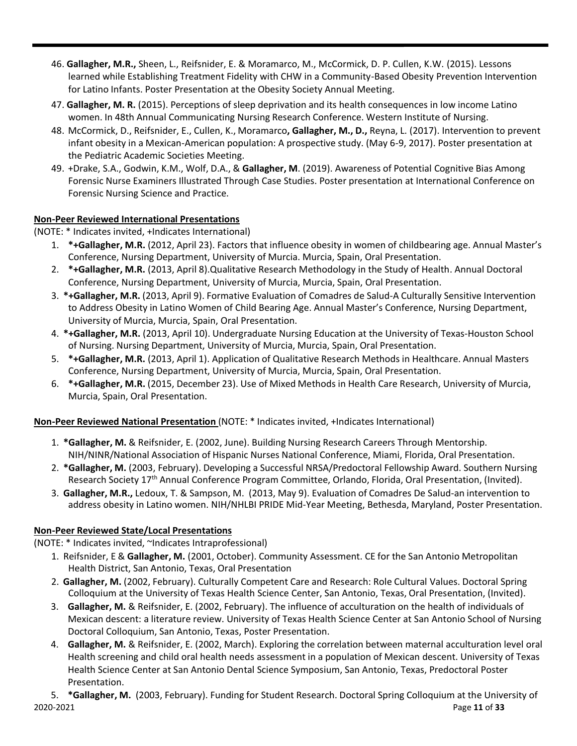46. **Gallagher, M.R.,** Sheen, L., Reifsnider, E. & Moramarco, M., McCormick, D. P. Cullen, K.W. (2015). Lessons learned while Establishing Treatment Fidelity with CHW in a Community-Based Obesity Prevention Intervention for Latino Infants. Poster Presentation at the Obesity Society Annual Meeting.
47. **Gallagher, M. R.** (2015). Perceptions of sleep deprivation and its health consequences in low income Latino women. In 48th Annual Communicating Nursing Research Conference. Western Institute of Nursing.
48. McCormick, D., Reifsnider, E., Cullen, K., Moramarco**, Gallagher, M., D.,** Reyna, L. (2017). Intervention to prevent infant obesity in a Mexican-American population: A prospective study. (May 6-9, 2017). Poster presentation at the Pediatric Academic Societies Meeting.
49. +Drake, S.A., Godwin, K.M., Wolf, D.A., & **Gallagher, M**. (2019). Awareness of Potential Cognitive Bias Among Forensic Nurse Examiners Illustrated Through Case Studies. Poster presentation at International Conference on Forensic Nursing Science and Practice.

**Non-Peer Reviewed International Presentations**

(NOTE: * Indicates invited, +Indicates International)

1. ***+Gallagher, M.R.** (2012, April 23). Factors that influence obesity in women of childbearing age. Annual Master's Conference, Nursing Department, University of Murcia. Murcia, Spain, Oral Presentation.
2. ***+Gallagher, M.R.** (2013, April 8).Qualitative Research Methodology in the Study of Health. Annual Doctoral Conference, Nursing Department, University of Murcia, Murcia, Spain, Oral Presentation.
3. ***+Gallagher, M.R.** (2013, April 9). Formative Evaluation of Comadres de Salud-A Culturally Sensitive Intervention to Address Obesity in Latino Women of Child Bearing Age. Annual Master's Conference, Nursing Department, University of Murcia, Murcia, Spain, Oral Presentation.
4. ***+Gallagher, M.R.** (2013, April 10). Undergraduate Nursing Education at the University of Texas-Houston School of Nursing. Nursing Department, University of Murcia, Murcia, Spain, Oral Presentation.
5. ***+Gallagher, M.R.** (2013, April 1). Application of Qualitative Research Methods in Healthcare. Annual Masters Conference, Nursing Department, University of Murcia, Murcia, Spain, Oral Presentation.
6. ***+Gallagher, M.R.** (2015, December 23). Use of Mixed Methods in Health Care Research, University of Murcia, Murcia, Spain, Oral Presentation.

**Non-Peer Reviewed National Presentation** (NOTE: * Indicates invited, +Indicates International)

1. ***Gallagher, M.** & Reifsnider, E. (2002, June). Building Nursing Research Careers Through Mentorship. NIH/NINR/National Association of Hispanic Nurses National Conference, Miami, Florida, Oral Presentation.
2. ***Gallagher, M.** (2003, February). Developing a Successful NRSA/Predoctoral Fellowship Award. Southern Nursing Research Society 17th Annual Conference Program Committee, Orlando, Florida, Oral Presentation, (Invited).
3. **Gallagher, M.R.,** Ledoux, T. & Sampson, M. (2013, May 9). Evaluation of Comadres De Salud-an intervention to address obesity in Latino women. NIH/NHLBI PRIDE Mid-Year Meeting, Bethesda, Maryland, Poster Presentation.

**Non-Peer Reviewed State/Local Presentations**

(NOTE: * Indicates invited, ~Indicates Intraprofessional)

1. Reifsnider, E & **Gallagher, M.** (2001, October). Community Assessment. CE for the San Antonio Metropolitan Health District, San Antonio, Texas, Oral Presentation
2. **Gallagher, M.** (2002, February). Culturally Competent Care and Research: Role Cultural Values. Doctoral Spring Colloquium at the University of Texas Health Science Center, San Antonio, Texas, Oral Presentation, (Invited).
3. **Gallagher, M.** & Reifsnider, E. (2002, February). The influence of acculturation on the health of individuals of Mexican descent: a literature review. University of Texas Health Science Center at San Antonio School of Nursing Doctoral Colloquium, San Antonio, Texas, Poster Presentation.
4. **Gallagher, M.** & Reifsnider, E. (2002, March). Exploring the correlation between maternal acculturation level oral Health screening and child oral health needs assessment in a population of Mexican descent. University of Texas Health Science Center at San Antonio Dental Science Symposium, San Antonio, Texas, Predoctoral Poster Presentation.
5. ***Gallagher, M.** (2003, February). Funding for Student Research. Doctoral Spring Colloquium at the University of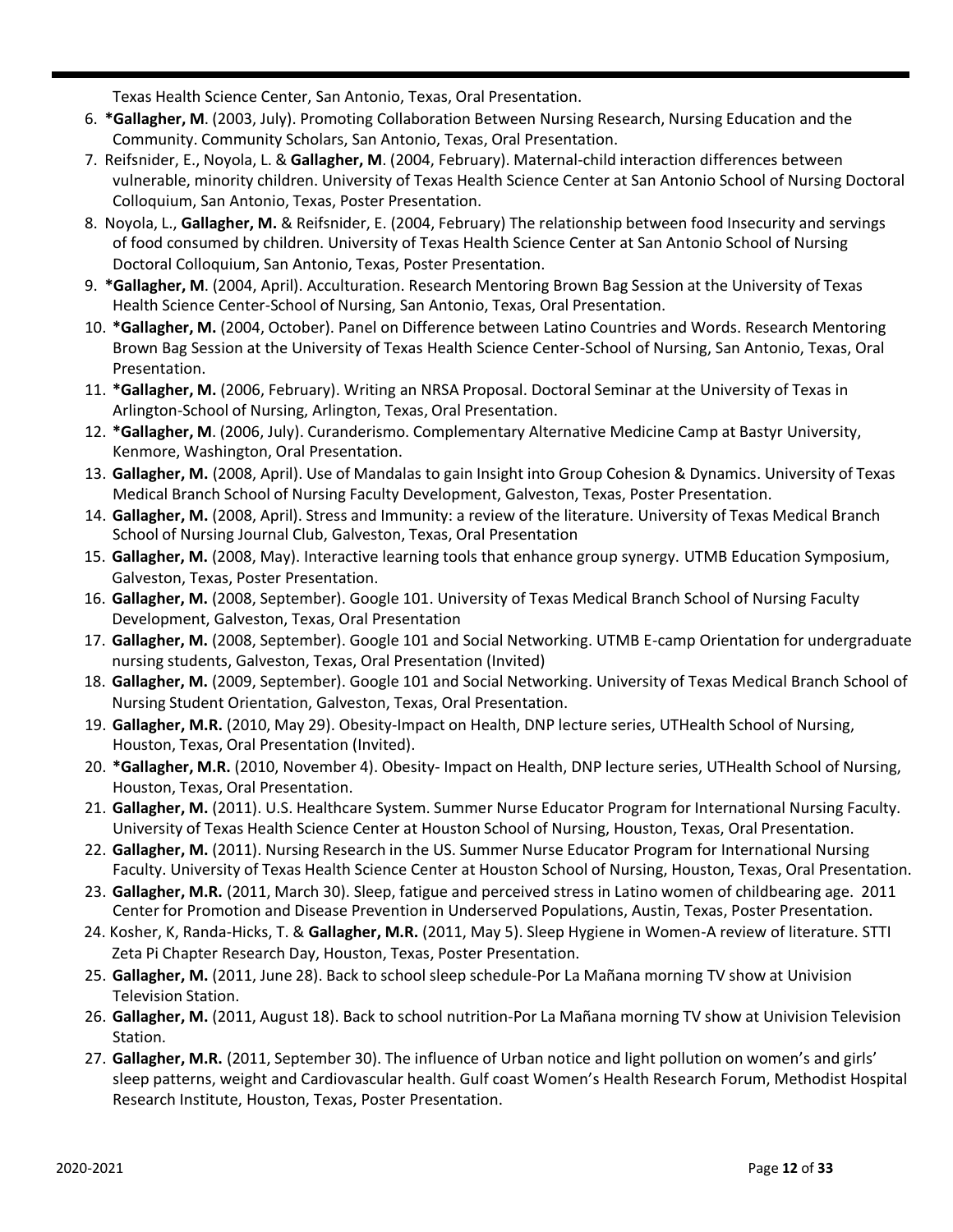Texas Health Science Center, San Antonio, Texas, Oral Presentation.

6. ***Gallagher, M**. (2003, July). Promoting Collaboration Between Nursing Research, Nursing Education and the Community. Community Scholars, San Antonio, Texas, Oral Presentation.
7. Reifsnider, E., Noyola, L. & **Gallagher, M**. (2004, February). Maternal-child interaction differences between vulnerable, minority children. University of Texas Health Science Center at San Antonio School of Nursing Doctoral Colloquium, San Antonio, Texas, Poster Presentation.
8. Noyola, L., **Gallagher, M.** & Reifsnider, E. (2004, February) The relationship between food Insecurity and servings of food consumed by children. University of Texas Health Science Center at San Antonio School of Nursing Doctoral Colloquium, San Antonio, Texas, Poster Presentation.
9. ***Gallagher, M**. (2004, April). Acculturation. Research Mentoring Brown Bag Session at the University of Texas Health Science Center-School of Nursing, San Antonio, Texas, Oral Presentation.
10. ***Gallagher, M.** (2004, October). Panel on Difference between Latino Countries and Words. Research Mentoring Brown Bag Session at the University of Texas Health Science Center-School of Nursing, San Antonio, Texas, Oral Presentation.
11. ***Gallagher, M.** (2006, February). Writing an NRSA Proposal. Doctoral Seminar at the University of Texas in Arlington-School of Nursing, Arlington, Texas, Oral Presentation.
12. ***Gallagher, M**. (2006, July). Curanderismo. Complementary Alternative Medicine Camp at Bastyr University, Kenmore, Washington, Oral Presentation.
13. **Gallagher, M.** (2008, April). Use of Mandalas to gain Insight into Group Cohesion & Dynamics. University of Texas Medical Branch School of Nursing Faculty Development, Galveston, Texas, Poster Presentation.
14. **Gallagher, M.** (2008, April). Stress and Immunity: a review of the literature. University of Texas Medical Branch School of Nursing Journal Club, Galveston, Texas, Oral Presentation
15. **Gallagher, M.** (2008, May). Interactive learning tools that enhance group synergy. UTMB Education Symposium, Galveston, Texas, Poster Presentation.
16. **Gallagher, M.** (2008, September). Google 101. University of Texas Medical Branch School of Nursing Faculty Development, Galveston, Texas, Oral Presentation
17. **Gallagher, M.** (2008, September). Google 101 and Social Networking. UTMB E-camp Orientation for undergraduate nursing students, Galveston, Texas, Oral Presentation (Invited)
18. **Gallagher, M.** (2009, September). Google 101 and Social Networking. University of Texas Medical Branch School of Nursing Student Orientation, Galveston, Texas, Oral Presentation.
19. **Gallagher, M.R.** (2010, May 29). Obesity-Impact on Health, DNP lecture series, UTHealth School of Nursing, Houston, Texas, Oral Presentation (Invited).
20. ***Gallagher, M.R.** (2010, November 4). Obesity- Impact on Health, DNP lecture series, UTHealth School of Nursing, Houston, Texas, Oral Presentation.
21. **Gallagher, M.** (2011). U.S. Healthcare System. Summer Nurse Educator Program for International Nursing Faculty. University of Texas Health Science Center at Houston School of Nursing, Houston, Texas, Oral Presentation.
22. **Gallagher, M.** (2011). Nursing Research in the US. Summer Nurse Educator Program for International Nursing Faculty. University of Texas Health Science Center at Houston School of Nursing, Houston, Texas, Oral Presentation.
23. **Gallagher, M.R.** (2011, March 30). Sleep, fatigue and perceived stress in Latino women of childbearing age. 2011 Center for Promotion and Disease Prevention in Underserved Populations, Austin, Texas, Poster Presentation.
24. Kosher, K, Randa-Hicks, T. & **Gallagher, M.R.** (2011, May 5). Sleep Hygiene in Women-A review of literature. STTI Zeta Pi Chapter Research Day, Houston, Texas, Poster Presentation.
25. **Gallagher, M.** (2011, June 28). Back to school sleep schedule-Por La Mañana morning TV show at Univision Television Station.
26. **Gallagher, M.** (2011, August 18). Back to school nutrition-Por La Mañana morning TV show at Univision Television Station.
27. **Gallagher, M.R.** (2011, September 30). The influence of Urban notice and light pollution on women's and girls' sleep patterns, weight and Cardiovascular health. Gulf coast Women's Health Research Forum, Methodist Hospital Research Institute, Houston, Texas, Poster Presentation.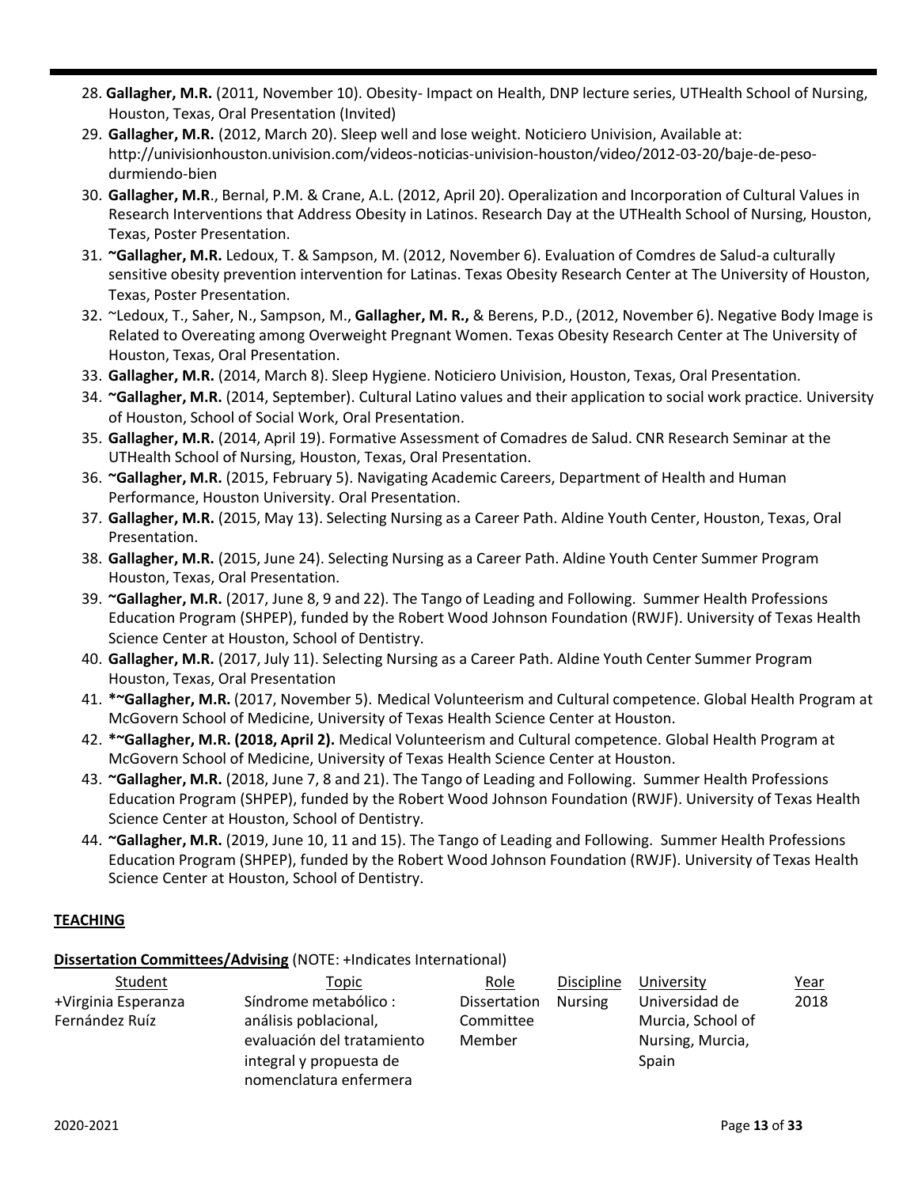28. **Gallagher, M.R.** (2011, November 10). Obesity- Impact on Health, DNP lecture series, UTHealth School of Nursing, Houston, Texas, Oral Presentation (Invited)
29. **Gallagher, M.R.** (2012, March 20). Sleep well and lose weight. Noticiero Univision, Available at: http://univisionhouston.univision.com/videos-noticias-univision-houston/video/2012-03-20/baje-de-peso-durmiendo-bien
30. **Gallagher, M.R**., Bernal, P.M. & Crane, A.L. (2012, April 20). Operalization and Incorporation of Cultural Values in Research Interventions that Address Obesity in Latinos. Research Day at the UTHealth School of Nursing, Houston, Texas, Poster Presentation.
31. **~Gallagher, M.R.** Ledoux, T. & Sampson, M. (2012, November 6). Evaluation of Comdres de Salud-a culturally sensitive obesity prevention intervention for Latinas. Texas Obesity Research Center at The University of Houston, Texas, Poster Presentation.
32. ~Ledoux, T., Saher, N., Sampson, M., **Gallagher, M. R.,** & Berens, P.D., (2012, November 6). Negative Body Image is Related to Overeating among Overweight Pregnant Women. Texas Obesity Research Center at The University of Houston, Texas, Oral Presentation.
33. **Gallagher, M.R.** (2014, March 8). Sleep Hygiene. Noticiero Univision, Houston, Texas, Oral Presentation.
34. **~Gallagher, M.R.** (2014, September). Cultural Latino values and their application to social work practice. University of Houston, School of Social Work, Oral Presentation.
35. **Gallagher, M.R.** (2014, April 19). Formative Assessment of Comadres de Salud. CNR Research Seminar at the UTHealth School of Nursing, Houston, Texas, Oral Presentation.
36. **~Gallagher, M.R.** (2015, February 5). Navigating Academic Careers, Department of Health and Human Performance, Houston University. Oral Presentation.
37. **Gallagher, M.R.** (2015, May 13). Selecting Nursing as a Career Path. Aldine Youth Center, Houston, Texas, Oral Presentation.
38. **Gallagher, M.R.** (2015, June 24). Selecting Nursing as a Career Path. Aldine Youth Center Summer Program Houston, Texas, Oral Presentation.
39. **~Gallagher, M.R.** (2017, June 8, 9 and 22). The Tango of Leading and Following. Summer Health Professions Education Program (SHPEP), funded by the Robert Wood Johnson Foundation (RWJF). University of Texas Health Science Center at Houston, School of Dentistry.
40. **Gallagher, M.R.** (2017, July 11). Selecting Nursing as a Career Path. Aldine Youth Center Summer Program Houston, Texas, Oral Presentation
41. **\*~Gallagher, M.R.** (2017, November 5). Medical Volunteerism and Cultural competence. Global Health Program at McGovern School of Medicine, University of Texas Health Science Center at Houston.
42. **\*~Gallagher, M.R. (2018, April 2).** Medical Volunteerism and Cultural competence. Global Health Program at McGovern School of Medicine, University of Texas Health Science Center at Houston.
43. **~Gallagher, M.R.** (2018, June 7, 8 and 21). The Tango of Leading and Following. Summer Health Professions Education Program (SHPEP), funded by the Robert Wood Johnson Foundation (RWJF). University of Texas Health Science Center at Houston, School of Dentistry.
44. **~Gallagher, M.R.** (2019, June 10, 11 and 15). The Tango of Leading and Following. Summer Health Professions Education Program (SHPEP), funded by the Robert Wood Johnson Foundation (RWJF). University of Texas Health Science Center at Houston, School of Dentistry.

## TEACHING

**Dissertation Committees/Advising** (NOTE: +Indicates International)

| Student | Topic | Role | Discipline | University | Year |
|---|---|---|---|---|---|
| +Virginia Esperanza Fernández Ruíz | Síndrome metabólico : análisis poblacional, evaluación del tratamiento integral y propuesta de nomenclatura enfermera | Dissertation Committee Member | Nursing | Universidad de Murcia, School of Nursing, Murcia, Spain | 2018 |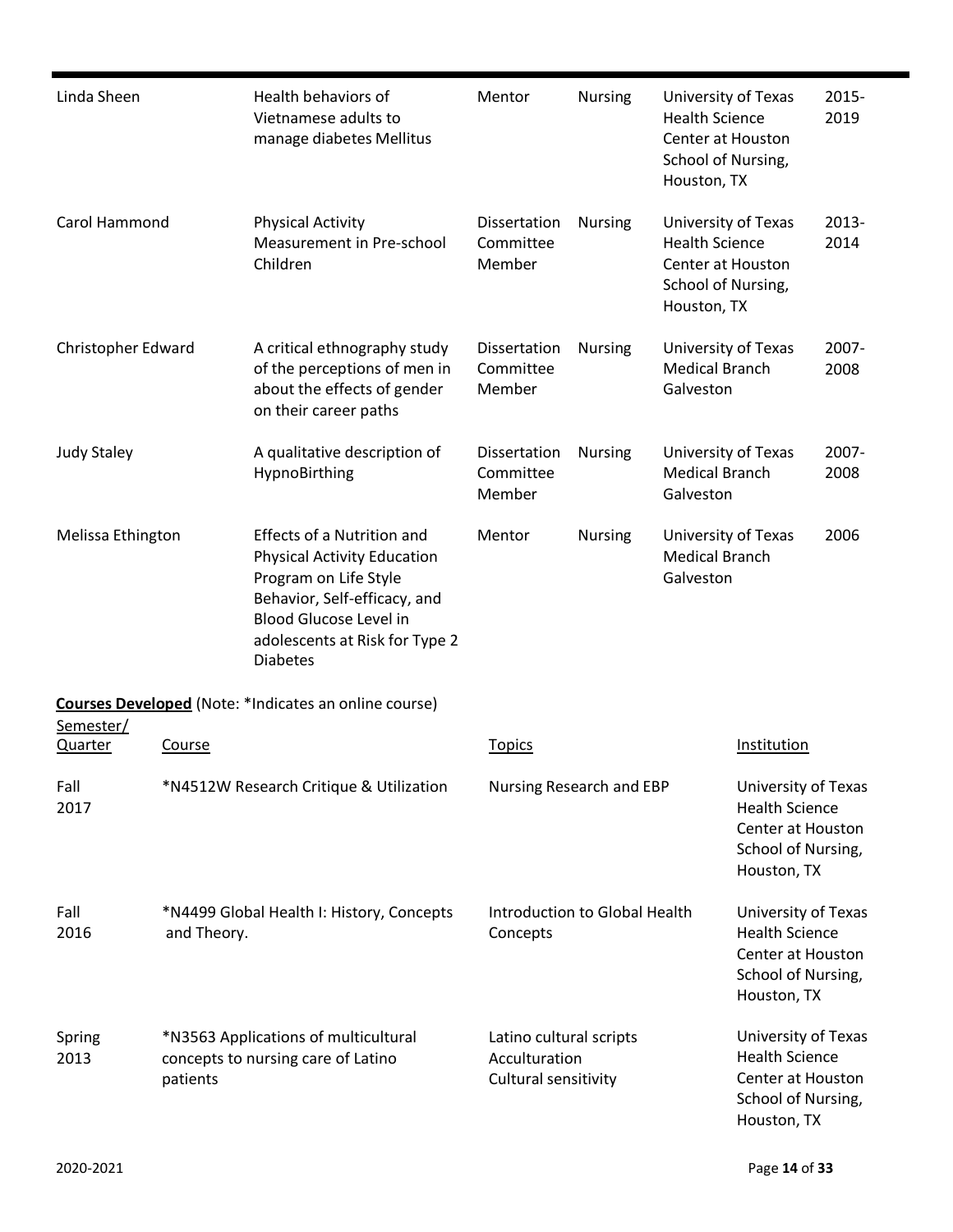| | | | | | |
|---|---|---|---|---|---|
| Linda Sheen | Health behaviors of Vietnamese adults to manage diabetes Mellitus | Mentor | Nursing | University of Texas Health Science Center at Houston School of Nursing, Houston, TX | 2015-2019 |
| Carol Hammond | Physical Activity Measurement in Pre-school Children | Dissertation Committee Member | Nursing | University of Texas Health Science Center at Houston School of Nursing, Houston, TX | 2013-2014 |
| Christopher Edward | A critical ethnography study of the perceptions of men in about the effects of gender on their career paths | Dissertation Committee Member | Nursing | University of Texas Medical Branch Galveston | 2007-2008 |
| Judy Staley | A qualitative description of HypnoBirthing | Dissertation Committee Member | Nursing | University of Texas Medical Branch Galveston | 2007-2008 |
| Melissa Ethington | Effects of a Nutrition and Physical Activity Education Program on Life Style Behavior, Self-efficacy, and Blood Glucose Level in adolescents at Risk for Type 2 Diabetes | Mentor | Nursing | University of Texas Medical Branch Galveston | 2006 |

**Courses Developed** (Note: *Indicates an online course)

| Semester/ Quarter | Course | Topics | Institution |
|---|---|---|---|
| Fall 2017 | *N4512W Research Critique & Utilization | Nursing Research and EBP | University of Texas Health Science Center at Houston School of Nursing, Houston, TX |
| Fall 2016 | *N4499 Global Health I: History, Concepts and Theory. | Introduction to Global Health Concepts | University of Texas Health Science Center at Houston School of Nursing, Houston, TX |
| Spring 2013 | *N3563 Applications of multicultural concepts to nursing care of Latino patients | Latino cultural scripts<br>Acculturation<br>Cultural sensitivity | University of Texas Health Science Center at Houston School of Nursing, Houston, TX |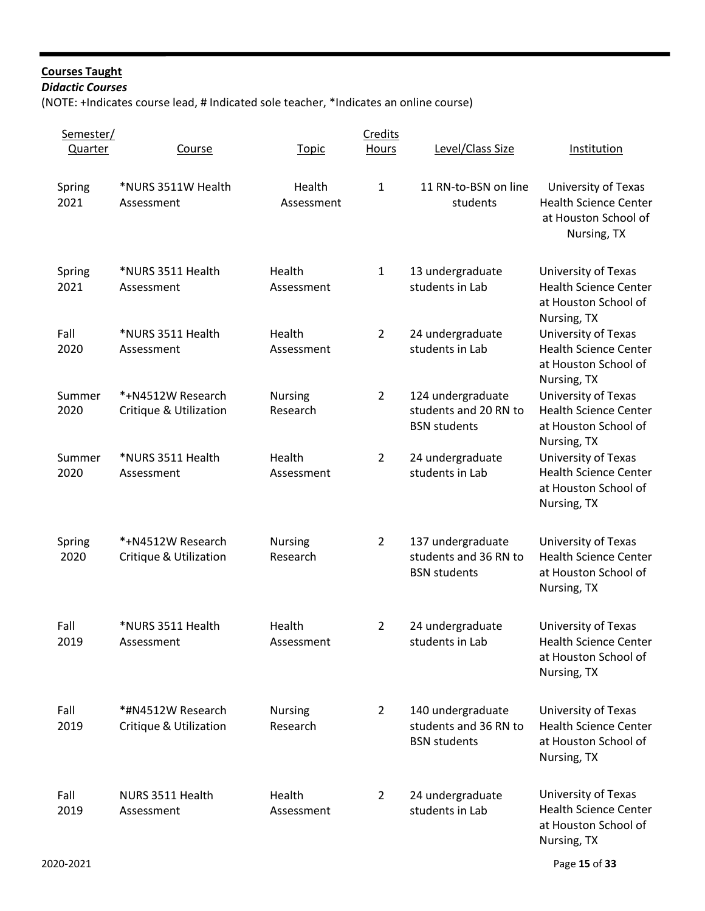**Courses Taught**

***Didactic Courses***

(NOTE: +Indicates course lead, # Indicated sole teacher, *Indicates an online course)

| Semester/ Quarter | Course | Topic | Credits Hours | Level/Class Size | Institution |
|---|---|---|---|---|---|
| Spring 2021 | *NURS 3511W Health Assessment | Health Assessment | 1 | 11 RN-to-BSN on line students | University of Texas Health Science Center at Houston School of Nursing, TX |
| Spring 2021 | *NURS 3511 Health Assessment | Health Assessment | 1 | 13 undergraduate students in Lab | University of Texas Health Science Center at Houston School of Nursing, TX |
| Fall 2020 | *NURS 3511 Health Assessment | Health Assessment | 2 | 24 undergraduate students in Lab | University of Texas Health Science Center at Houston School of Nursing, TX |
| Summer 2020 | *+N4512W Research Critique & Utilization | Nursing Research | 2 | 124 undergraduate students and 20 RN to BSN students | University of Texas Health Science Center at Houston School of Nursing, TX |
| Summer 2020 | *NURS 3511 Health Assessment | Health Assessment | 2 | 24 undergraduate students in Lab | University of Texas Health Science Center at Houston School of Nursing, TX |
| Spring 2020 | *+N4512W Research Critique & Utilization | Nursing Research | 2 | 137 undergraduate students and 36 RN to BSN students | University of Texas Health Science Center at Houston School of Nursing, TX |
| Fall 2019 | *NURS 3511 Health Assessment | Health Assessment | 2 | 24 undergraduate students in Lab | University of Texas Health Science Center at Houston School of Nursing, TX |
| Fall 2019 | *#N4512W Research Critique & Utilization | Nursing Research | 2 | 140 undergraduate students and 36 RN to BSN students | University of Texas Health Science Center at Houston School of Nursing, TX |
| Fall 2019 | NURS 3511 Health Assessment | Health Assessment | 2 | 24 undergraduate students in Lab | University of Texas Health Science Center at Houston School of Nursing, TX |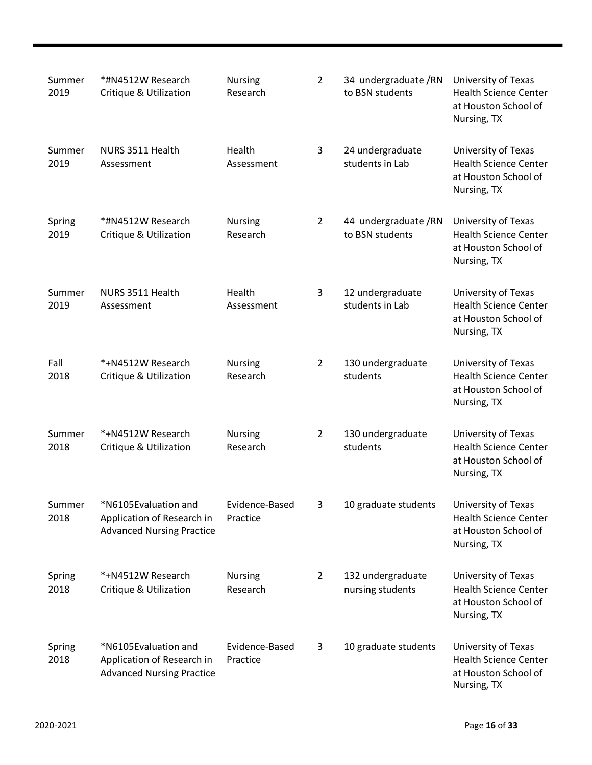| | | | | | |
|---|---|---|---|---|---|
| Summer 2019 | *#N4512W Research Critique & Utilization | Nursing Research | 2 | 34 undergraduate /RN to BSN students | University of Texas Health Science Center at Houston School of Nursing, TX |
| Summer 2019 | NURS 3511 Health Assessment | Health Assessment | 3 | 24 undergraduate students in Lab | University of Texas Health Science Center at Houston School of Nursing, TX |
| Spring 2019 | *#N4512W Research Critique & Utilization | Nursing Research | 2 | 44 undergraduate /RN to BSN students | University of Texas Health Science Center at Houston School of Nursing, TX |
| Summer 2019 | NURS 3511 Health Assessment | Health Assessment | 3 | 12 undergraduate students in Lab | University of Texas Health Science Center at Houston School of Nursing, TX |
| Fall 2018 | *+N4512W Research Critique & Utilization | Nursing Research | 2 | 130 undergraduate students | University of Texas Health Science Center at Houston School of Nursing, TX |
| Summer 2018 | *+N4512W Research Critique & Utilization | Nursing Research | 2 | 130 undergraduate students | University of Texas Health Science Center at Houston School of Nursing, TX |
| Summer 2018 | *N6105Evaluation and Application of Research in Advanced Nursing Practice | Evidence-Based Practice | 3 | 10 graduate students | University of Texas Health Science Center at Houston School of Nursing, TX |
| Spring 2018 | *+N4512W Research Critique & Utilization | Nursing Research | 2 | 132 undergraduate nursing students | University of Texas Health Science Center at Houston School of Nursing, TX |
| Spring 2018 | *N6105Evaluation and Application of Research in Advanced Nursing Practice | Evidence-Based Practice | 3 | 10 graduate students | University of Texas Health Science Center at Houston School of Nursing, TX |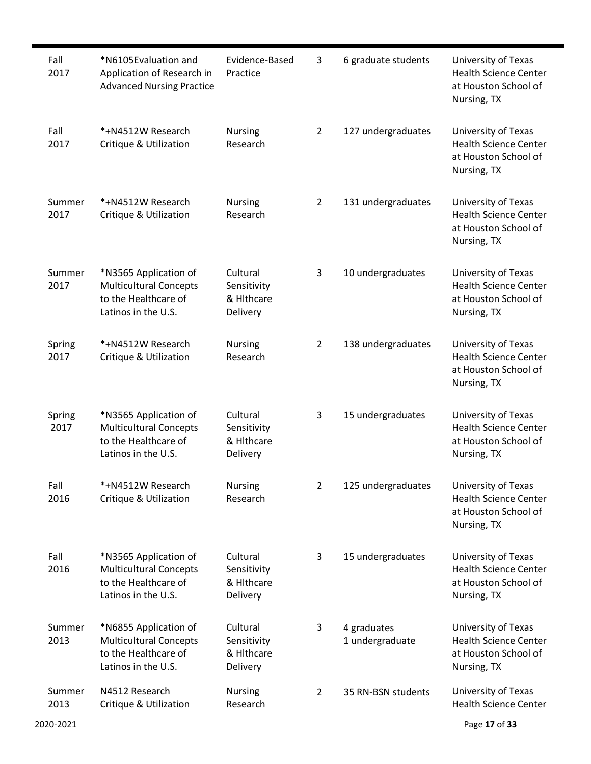| | | | | | |
|---|---|---|---|---|---|
| Fall 2017 | *N6105Evaluation and Application of Research in Advanced Nursing Practice | Evidence-Based Practice | 3 | 6 graduate students | University of Texas Health Science Center at Houston School of Nursing, TX |
| Fall 2017 | *+N4512W Research Critique & Utilization | Nursing Research | 2 | 127 undergraduates | University of Texas Health Science Center at Houston School of Nursing, TX |
| Summer 2017 | *+N4512W Research Critique & Utilization | Nursing Research | 2 | 131 undergraduates | University of Texas Health Science Center at Houston School of Nursing, TX |
| Summer 2017 | *N3565 Application of Multicultural Concepts to the Healthcare of Latinos in the U.S. | Cultural Sensitivity & Hlthcare Delivery | 3 | 10 undergraduates | University of Texas Health Science Center at Houston School of Nursing, TX |
| Spring 2017 | *+N4512W Research Critique & Utilization | Nursing Research | 2 | 138 undergraduates | University of Texas Health Science Center at Houston School of Nursing, TX |
| Spring 2017 | *N3565 Application of Multicultural Concepts to the Healthcare of Latinos in the U.S. | Cultural Sensitivity & Hlthcare Delivery | 3 | 15 undergraduates | University of Texas Health Science Center at Houston School of Nursing, TX |
| Fall 2016 | *+N4512W Research Critique & Utilization | Nursing Research | 2 | 125 undergraduates | University of Texas Health Science Center at Houston School of Nursing, TX |
| Fall 2016 | *N3565 Application of Multicultural Concepts to the Healthcare of Latinos in the U.S. | Cultural Sensitivity & Hlthcare Delivery | 3 | 15 undergraduates | University of Texas Health Science Center at Houston School of Nursing, TX |
| Summer 2013 | *N6855 Application of Multicultural Concepts to the Healthcare of Latinos in the U.S. | Cultural Sensitivity & Hlthcare Delivery | 3 | 4 graduates<br>1 undergraduate | University of Texas Health Science Center at Houston School of Nursing, TX |
| Summer 2013 | N4512 Research Critique & Utilization | Nursing Research | 2 | 35 RN-BSN students | University of Texas Health Science Center |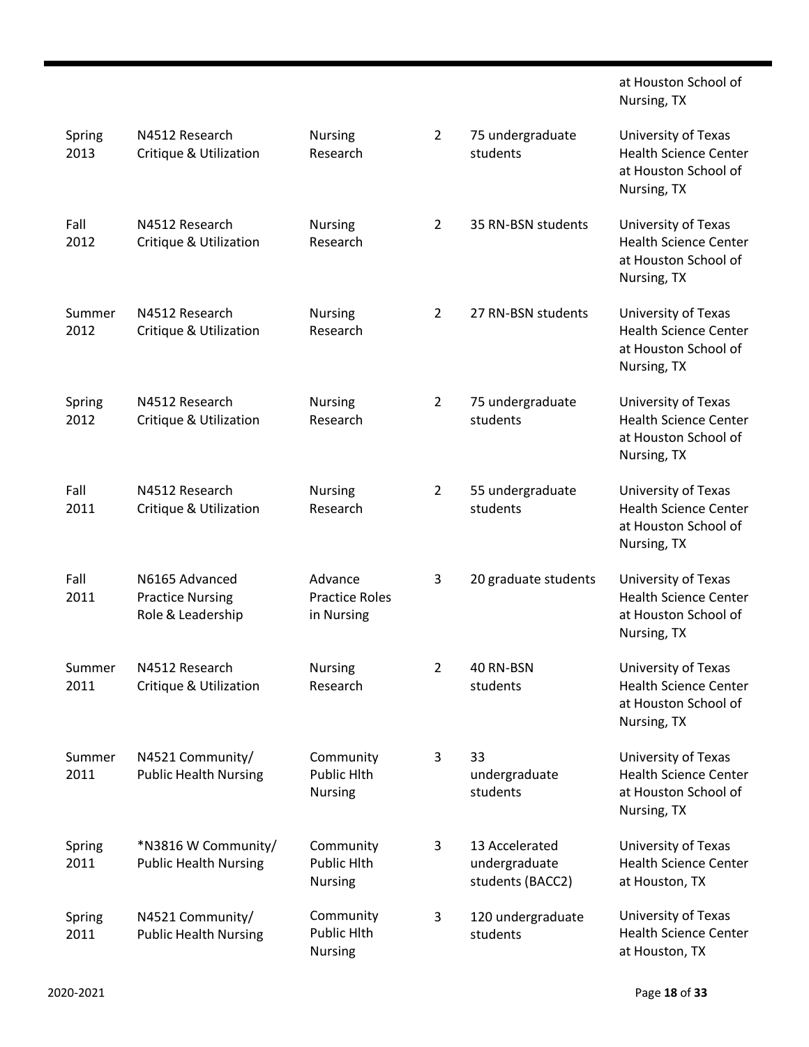| | | | | | |
|---|---|---|---|---|---|
| | | | | | at Houston School of Nursing, TX |
| Spring 2013 | N4512 Research Critique & Utilization | Nursing Research | 2 | 75 undergraduate students | University of Texas Health Science Center at Houston School of Nursing, TX |
| Fall 2012 | N4512 Research Critique & Utilization | Nursing Research | 2 | 35 RN-BSN students | University of Texas Health Science Center at Houston School of Nursing, TX |
| Summer 2012 | N4512 Research Critique & Utilization | Nursing Research | 2 | 27 RN-BSN students | University of Texas Health Science Center at Houston School of Nursing, TX |
| Spring 2012 | N4512 Research Critique & Utilization | Nursing Research | 2 | 75 undergraduate students | University of Texas Health Science Center at Houston School of Nursing, TX |
| Fall 2011 | N4512 Research Critique & Utilization | Nursing Research | 2 | 55 undergraduate students | University of Texas Health Science Center at Houston School of Nursing, TX |
| Fall 2011 | N6165 Advanced Practice Nursing Role & Leadership | Advance Practice Roles in Nursing | 3 | 20 graduate students | University of Texas Health Science Center at Houston School of Nursing, TX |
| Summer 2011 | N4512 Research Critique & Utilization | Nursing Research | 2 | 40 RN-BSN students | University of Texas Health Science Center at Houston School of Nursing, TX |
| Summer 2011 | N4521 Community/ Public Health Nursing | Community Public Hlth Nursing | 3 | 33 undergraduate students | University of Texas Health Science Center at Houston School of Nursing, TX |
| Spring 2011 | *N3816 W Community/ Public Health Nursing | Community Public Hlth Nursing | 3 | 13 Accelerated undergraduate students (BACC2) | University of Texas Health Science Center at Houston, TX |
| Spring 2011 | N4521 Community/ Public Health Nursing | Community Public Hlth Nursing | 3 | 120 undergraduate students | University of Texas Health Science Center at Houston, TX |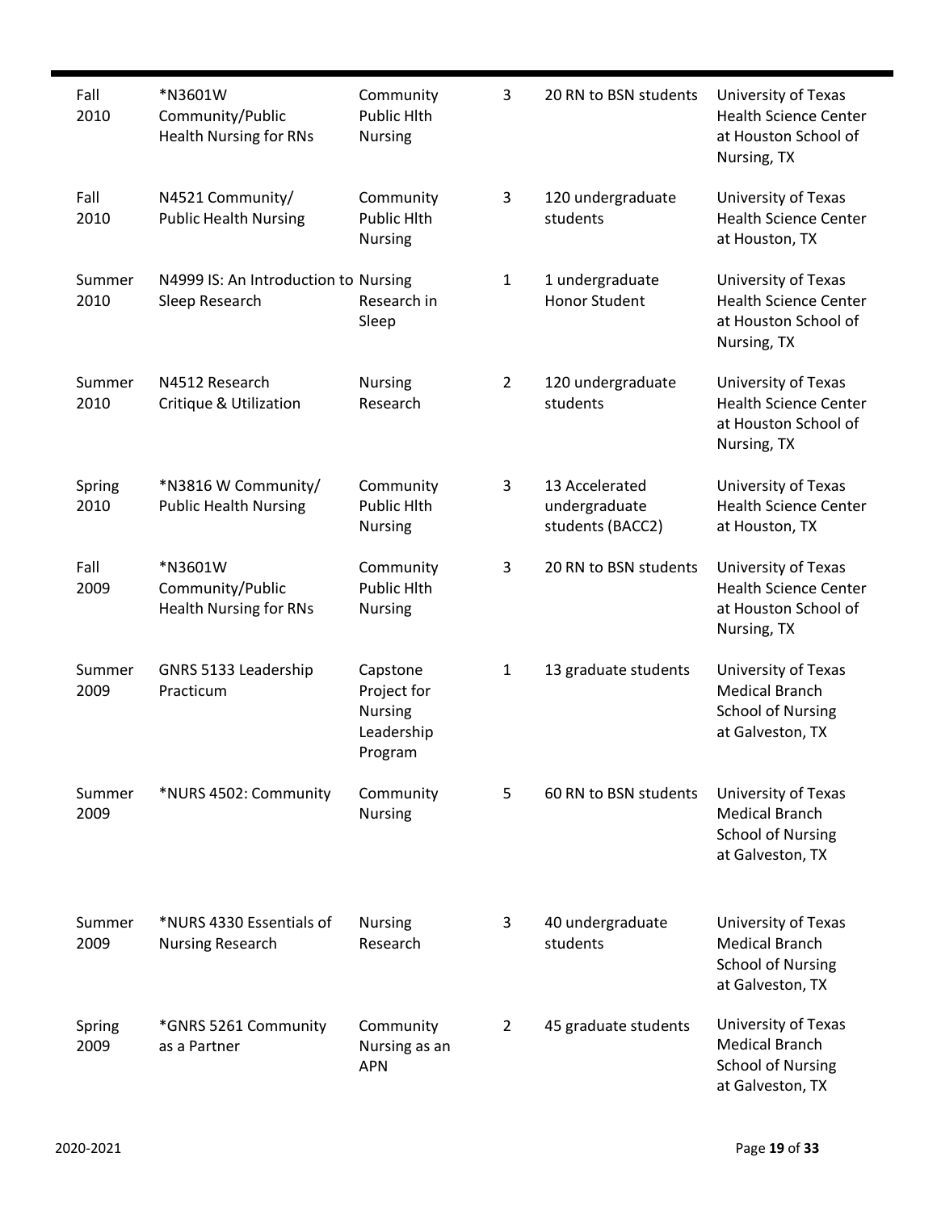| | | | | | |
|---|---|---|---|---|---|
| Fall 2010 | *N3601W Community/Public Health Nursing for RNs | Community Public Hlth Nursing | 3 | 20 RN to BSN students | University of Texas Health Science Center at Houston School of Nursing, TX |
| Fall 2010 | N4521 Community/ Public Health Nursing | Community Public Hlth Nursing | 3 | 120 undergraduate students | University of Texas Health Science Center at Houston, TX |
| Summer 2010 | N4999 IS: An Introduction to Sleep Research | Nursing Research in Sleep | 1 | 1 undergraduate Honor Student | University of Texas Health Science Center at Houston School of Nursing, TX |
| Summer 2010 | N4512 Research Critique & Utilization | Nursing Research | 2 | 120 undergraduate students | University of Texas Health Science Center at Houston School of Nursing, TX |
| Spring 2010 | *N3816 W Community/ Public Health Nursing | Community Public Hlth Nursing | 3 | 13 Accelerated undergraduate students (BACC2) | University of Texas Health Science Center at Houston, TX |
| Fall 2009 | *N3601W Community/Public Health Nursing for RNs | Community Public Hlth Nursing | 3 | 20 RN to BSN students | University of Texas Health Science Center at Houston School of Nursing, TX |
| Summer 2009 | GNRS 5133 Leadership Practicum | Capstone Project for Nursing Leadership Program | 1 | 13 graduate students | University of Texas Medical Branch School of Nursing at Galveston, TX |
| Summer 2009 | *NURS 4502: Community | Community Nursing | 5 | 60 RN to BSN students | University of Texas Medical Branch School of Nursing at Galveston, TX |
| Summer 2009 | *NURS 4330 Essentials of Nursing Research | Nursing Research | 3 | 40 undergraduate students | University of Texas Medical Branch School of Nursing at Galveston, TX |
| Spring 2009 | *GNRS 5261 Community as a Partner | Community Nursing as an APN | 2 | 45 graduate students | University of Texas Medical Branch School of Nursing at Galveston, TX |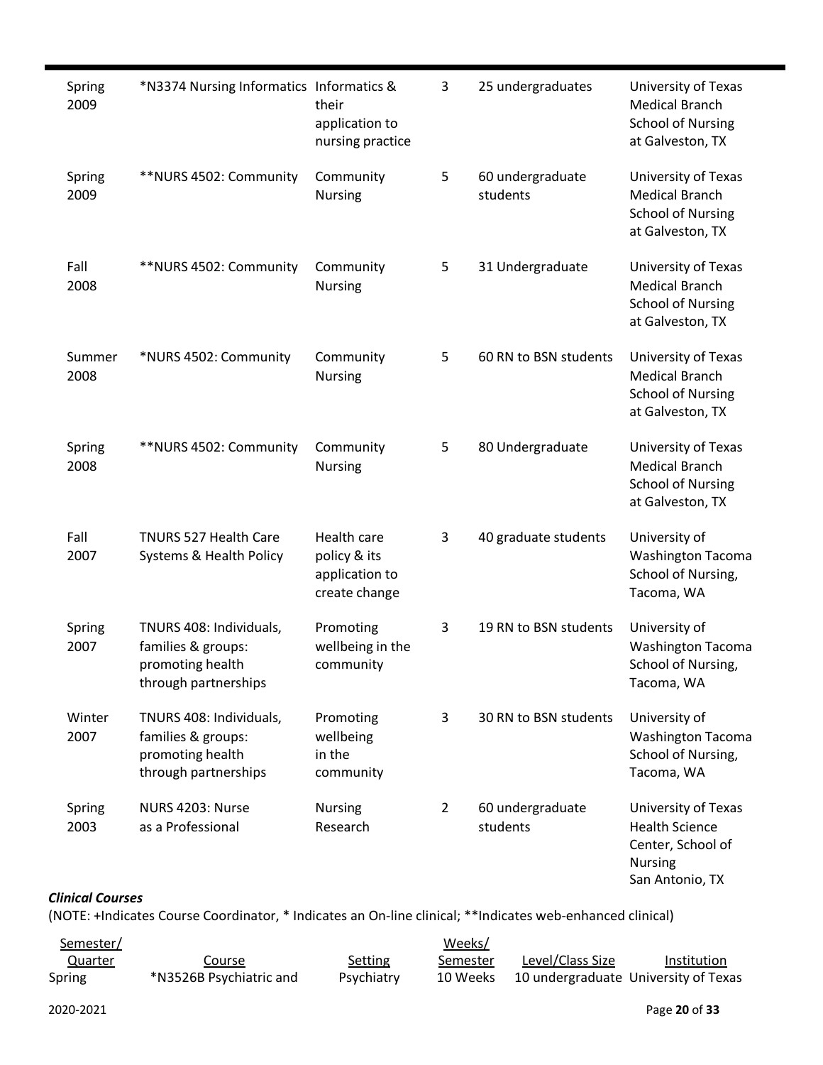| | | | | | |
|---|---|---|---|---|---|
| Spring 2009 | *N3374 Nursing Informatics | Informatics & their application to nursing practice | 3 | 25 undergraduates | University of Texas Medical Branch School of Nursing at Galveston, TX |
| Spring 2009 | **NURS 4502: Community | Community Nursing | 5 | 60 undergraduate students | University of Texas Medical Branch School of Nursing at Galveston, TX |
| Fall 2008 | **NURS 4502: Community | Community Nursing | 5 | 31 Undergraduate | University of Texas Medical Branch School of Nursing at Galveston, TX |
| Summer 2008 | *NURS 4502: Community | Community Nursing | 5 | 60 RN to BSN students | University of Texas Medical Branch School of Nursing at Galveston, TX |
| Spring 2008 | **NURS 4502: Community | Community Nursing | 5 | 80 Undergraduate | University of Texas Medical Branch School of Nursing at Galveston, TX |
| Fall 2007 | TNURS 527 Health Care Systems & Health Policy | Health care policy & its application to create change | 3 | 40 graduate students | University of Washington Tacoma School of Nursing, Tacoma, WA |
| Spring 2007 | TNURS 408: Individuals, families & groups: promoting health through partnerships | Promoting wellbeing in the community | 3 | 19 RN to BSN students | University of Washington Tacoma School of Nursing, Tacoma, WA |
| Winter 2007 | TNURS 408: Individuals, families & groups: promoting health through partnerships | Promoting wellbeing in the community | 3 | 30 RN to BSN students | University of Washington Tacoma School of Nursing, Tacoma, WA |
| Spring 2003 | NURS 4203: Nurse as a Professional | Nursing Research | 2 | 60 undergraduate students | University of Texas Health Science Center, School of Nursing San Antonio, TX |

***Clinical Courses***

(NOTE: +Indicates Course Coordinator, * Indicates an On-line clinical; **Indicates web-enhanced clinical)

| Semester/ Quarter | Course | Setting | Weeks/ Semester | Level/Class Size | Institution |
|---|---|---|---|---|---|
| Spring | *N3526B Psychiatric and | Psychiatry | 10 Weeks | 10 undergraduate | University of Texas |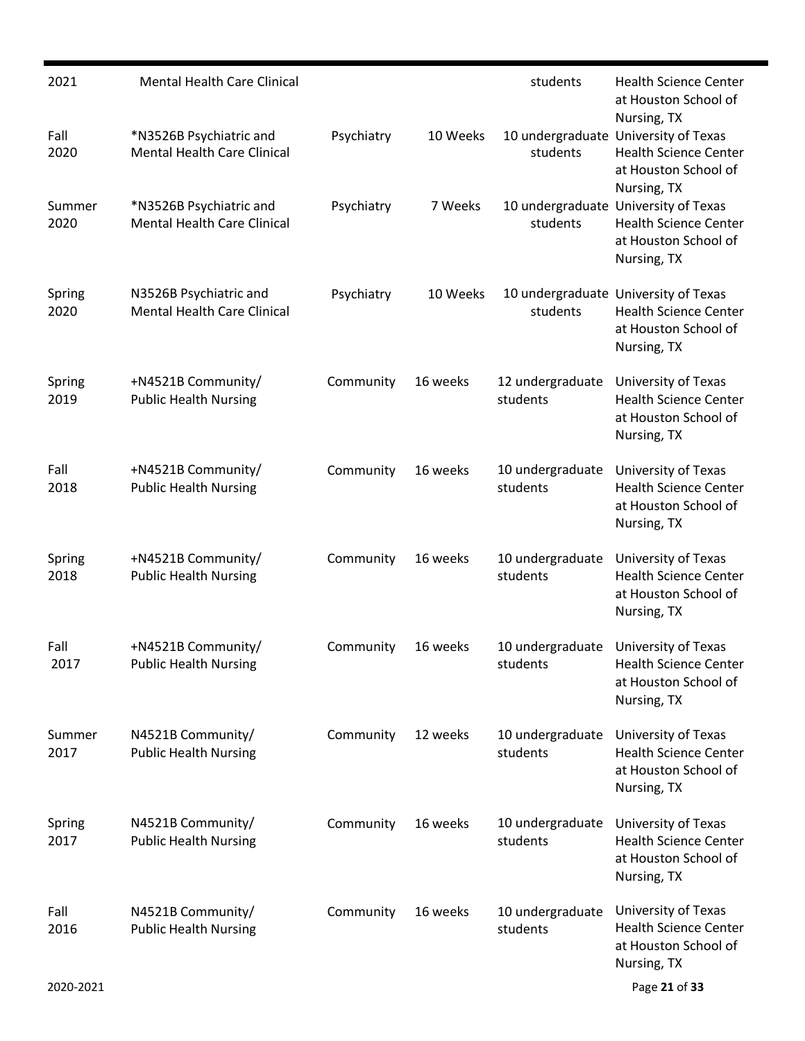| | | | | | |
|---|---|---|---|---|---|
| 2021 | Mental Health Care Clinical | | | students | Health Science Center at Houston School of Nursing, TX |
| Fall 2020 | *N3526B Psychiatric and Mental Health Care Clinical | Psychiatry | 10 Weeks | 10 undergraduate students | University of Texas Health Science Center at Houston School of Nursing, TX |
| Summer 2020 | *N3526B Psychiatric and Mental Health Care Clinical | Psychiatry | 7 Weeks | 10 undergraduate students | University of Texas Health Science Center at Houston School of Nursing, TX |
| Spring 2020 | N3526B Psychiatric and Mental Health Care Clinical | Psychiatry | 10 Weeks | 10 undergraduate students | University of Texas Health Science Center at Houston School of Nursing, TX |
| Spring 2019 | +N4521B Community/ Public Health Nursing | Community | 16 weeks | 12 undergraduate students | University of Texas Health Science Center at Houston School of Nursing, TX |
| Fall 2018 | +N4521B Community/ Public Health Nursing | Community | 16 weeks | 10 undergraduate students | University of Texas Health Science Center at Houston School of Nursing, TX |
| Spring 2018 | +N4521B Community/ Public Health Nursing | Community | 16 weeks | 10 undergraduate students | University of Texas Health Science Center at Houston School of Nursing, TX |
| Fall 2017 | +N4521B Community/ Public Health Nursing | Community | 16 weeks | 10 undergraduate students | University of Texas Health Science Center at Houston School of Nursing, TX |
| Summer 2017 | N4521B Community/ Public Health Nursing | Community | 12 weeks | 10 undergraduate students | University of Texas Health Science Center at Houston School of Nursing, TX |
| Spring 2017 | N4521B Community/ Public Health Nursing | Community | 16 weeks | 10 undergraduate students | University of Texas Health Science Center at Houston School of Nursing, TX |
| Fall 2016 | N4521B Community/ Public Health Nursing | Community | 16 weeks | 10 undergraduate students | University of Texas Health Science Center at Houston School of Nursing, TX |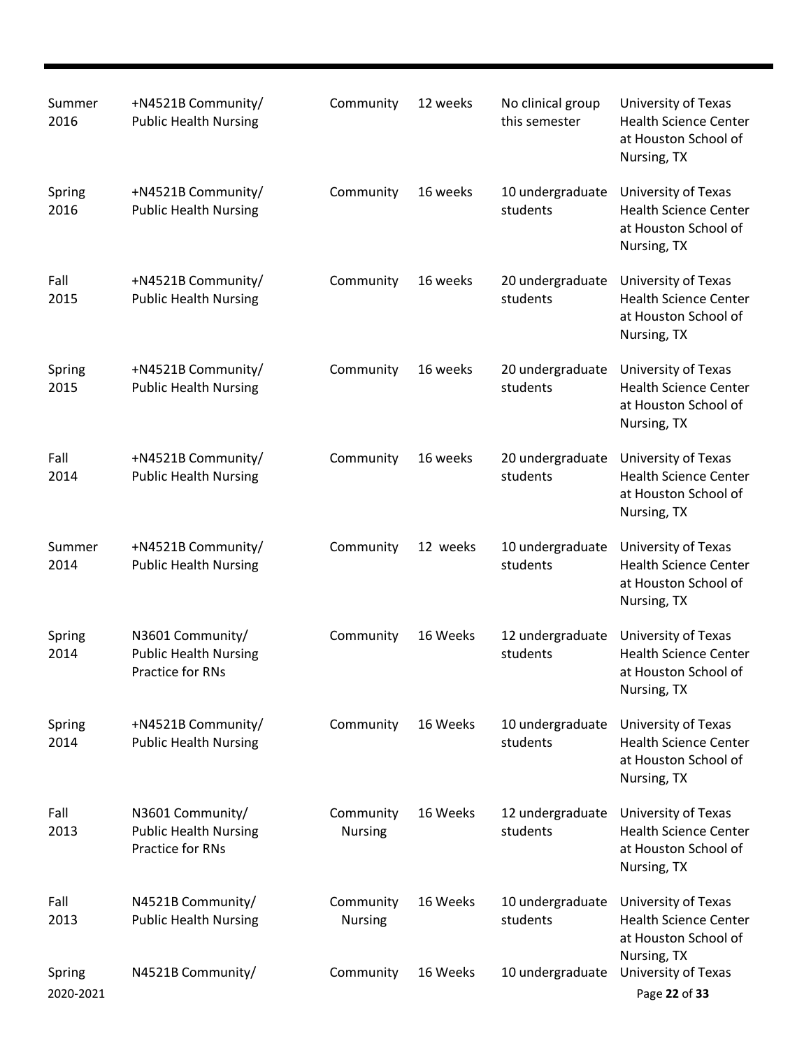| | | | | | |
|---|---|---|---|---|---|
| Summer 2016 | +N4521B Community/ Public Health Nursing | Community | 12 weeks | No clinical group this semester | University of Texas Health Science Center at Houston School of Nursing, TX |
| Spring 2016 | +N4521B Community/ Public Health Nursing | Community | 16 weeks | 10 undergraduate students | University of Texas Health Science Center at Houston School of Nursing, TX |
| Fall 2015 | +N4521B Community/ Public Health Nursing | Community | 16 weeks | 20 undergraduate students | University of Texas Health Science Center at Houston School of Nursing, TX |
| Spring 2015 | +N4521B Community/ Public Health Nursing | Community | 16 weeks | 20 undergraduate students | University of Texas Health Science Center at Houston School of Nursing, TX |
| Fall 2014 | +N4521B Community/ Public Health Nursing | Community | 16 weeks | 20 undergraduate students | University of Texas Health Science Center at Houston School of Nursing, TX |
| Summer 2014 | +N4521B Community/ Public Health Nursing | Community | 12 weeks | 10 undergraduate students | University of Texas Health Science Center at Houston School of Nursing, TX |
| Spring 2014 | N3601 Community/ Public Health Nursing Practice for RNs | Community | 16 Weeks | 12 undergraduate students | University of Texas Health Science Center at Houston School of Nursing, TX |
| Spring 2014 | +N4521B Community/ Public Health Nursing | Community | 16 Weeks | 10 undergraduate students | University of Texas Health Science Center at Houston School of Nursing, TX |
| Fall 2013 | N3601 Community/ Public Health Nursing Practice for RNs | Community Nursing | 16 Weeks | 12 undergraduate students | University of Texas Health Science Center at Houston School of Nursing, TX |
| Fall 2013 | N4521B Community/ Public Health Nursing | Community Nursing | 16 Weeks | 10 undergraduate students | University of Texas Health Science Center at Houston School of Nursing, TX |
| Spring | N4521B Community/ | Community | 16 Weeks | 10 undergraduate | University of Texas |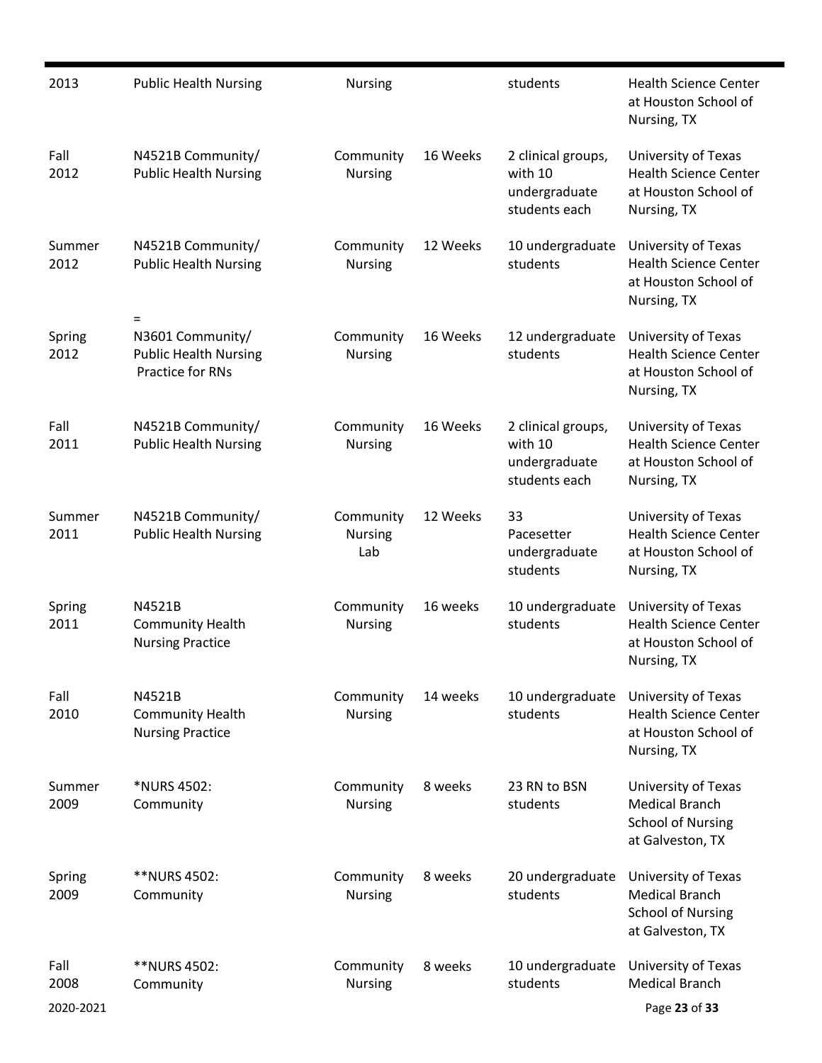| | | | | | |
|---|---|---|---|---|---|
| 2013 | Public Health Nursing | Nursing | | students | Health Science Center at Houston School of Nursing, TX |
| Fall 2012 | N4521B Community/ Public Health Nursing | Community Nursing | 16 Weeks | 2 clinical groups, with 10 undergraduate students each | University of Texas Health Science Center at Houston School of Nursing, TX |
| Summer 2012 | N4521B Community/ Public Health Nursing | Community Nursing | 12 Weeks | 10 undergraduate students | University of Texas Health Science Center at Houston School of Nursing, TX |
| Spring 2012 | = N3601 Community/ Public Health Nursing Practice for RNs | Community Nursing | 16 Weeks | 12 undergraduate students | University of Texas Health Science Center at Houston School of Nursing, TX |
| Fall 2011 | N4521B Community/ Public Health Nursing | Community Nursing | 16 Weeks | 2 clinical groups, with 10 undergraduate students each | University of Texas Health Science Center at Houston School of Nursing, TX |
| Summer 2011 | N4521B Community/ Public Health Nursing | Community Nursing Lab | 12 Weeks | 33 Pacesetter undergraduate students | University of Texas Health Science Center at Houston School of Nursing, TX |
| Spring 2011 | N4521B Community Health Nursing Practice | Community Nursing | 16 weeks | 10 undergraduate students | University of Texas Health Science Center at Houston School of Nursing, TX |
| Fall 2010 | N4521B Community Health Nursing Practice | Community Nursing | 14 weeks | 10 undergraduate students | University of Texas Health Science Center at Houston School of Nursing, TX |
| Summer 2009 | *NURS 4502: Community | Community Nursing | 8 weeks | 23 RN to BSN students | University of Texas Medical Branch School of Nursing at Galveston, TX |
| Spring 2009 | **NURS 4502: Community | Community Nursing | 8 weeks | 20 undergraduate students | University of Texas Medical Branch School of Nursing at Galveston, TX |
| Fall 2008 | **NURS 4502: Community | Community Nursing | 8 weeks | 10 undergraduate students | University of Texas Medical Branch |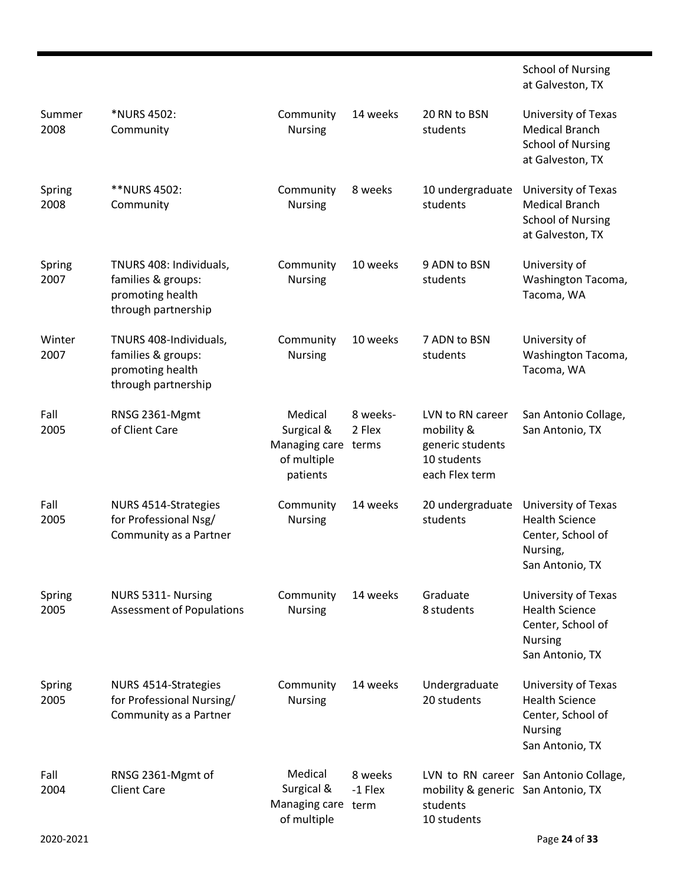| | | | | | |
|---|---|---|---|---|---|
| | | | | | School of Nursing at Galveston, TX |
| Summer 2008 | *NURS 4502: Community | Community Nursing | 14 weeks | 20 RN to BSN students | University of Texas Medical Branch School of Nursing at Galveston, TX |
| Spring 2008 | **NURS 4502: Community | Community Nursing | 8 weeks | 10 undergraduate students | University of Texas Medical Branch School of Nursing at Galveston, TX |
| Spring 2007 | TNURS 408: Individuals, families & groups: promoting health through partnership | Community Nursing | 10 weeks | 9 ADN to BSN students | University of Washington Tacoma, Tacoma, WA |
| Winter 2007 | TNURS 408-Individuals, families & groups: promoting health through partnership | Community Nursing | 10 weeks | 7 ADN to BSN students | University of Washington Tacoma, Tacoma, WA |
| Fall 2005 | RNSG 2361-Mgmt of Client Care | Medical Surgical & Managing care of multiple patients | 8 weeks-2 Flex terms | LVN to RN career mobility & generic students 10 students each Flex term | San Antonio Collage, San Antonio, TX |
| Fall 2005 | NURS 4514-Strategies for Professional Nsg/ Community as a Partner | Community Nursing | 14 weeks | 20 undergraduate students | University of Texas Health Science Center, School of Nursing, San Antonio, TX |
| Spring 2005 | NURS 5311- Nursing Assessment of Populations | Community Nursing | 14 weeks | Graduate 8 students | University of Texas Health Science Center, School of Nursing San Antonio, TX |
| Spring 2005 | NURS 4514-Strategies for Professional Nursing/ Community as a Partner | Community Nursing | 14 weeks | Undergraduate 20 students | University of Texas Health Science Center, School of Nursing San Antonio, TX |
| Fall 2004 | RNSG 2361-Mgmt of Client Care | Medical Surgical & Managing care of multiple | 8 weeks -1 Flex term | LVN to RN career mobility & generic students 10 students | San Antonio Collage, San Antonio, TX |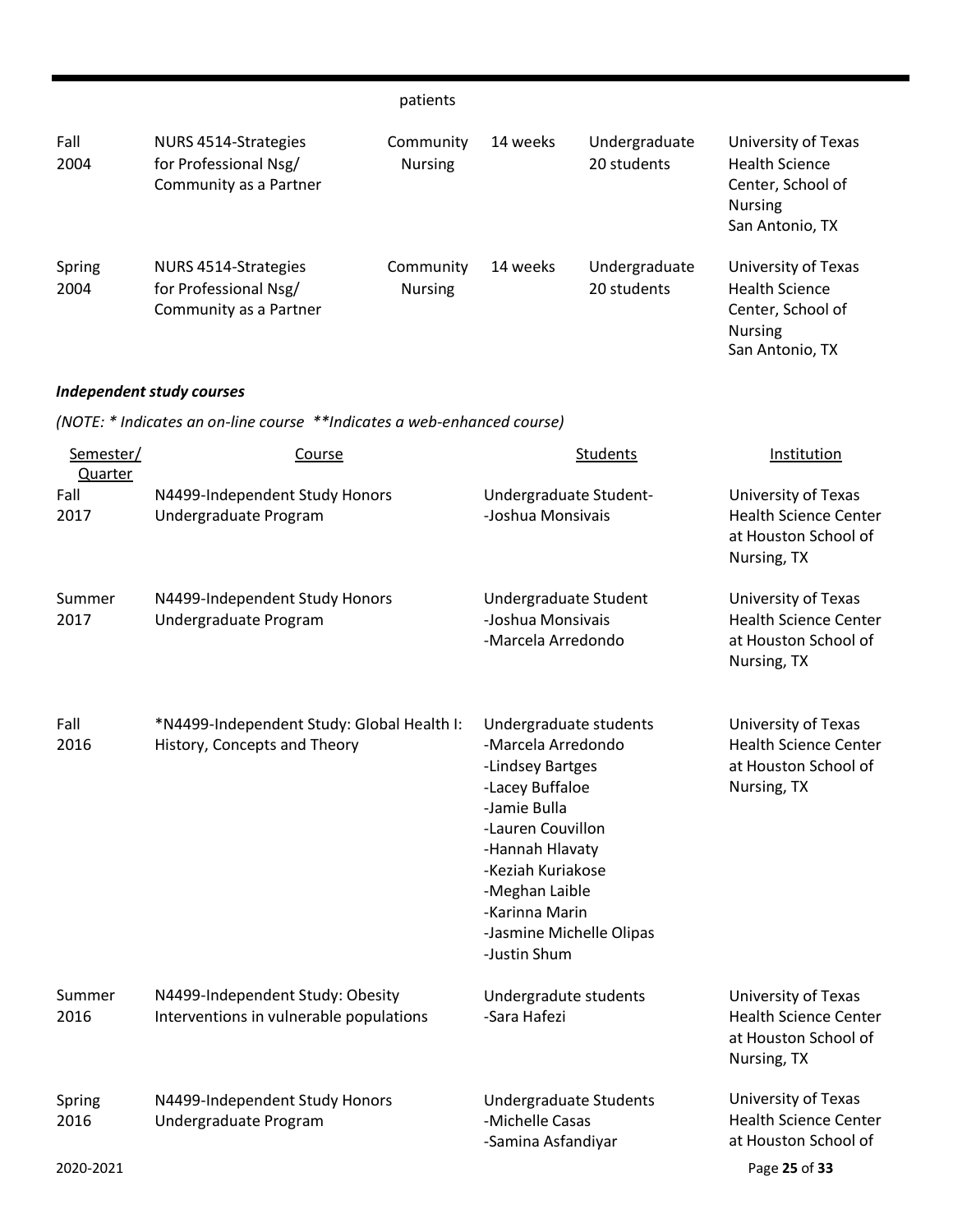| | | patients | | | |
|---|---|---|---|---|---|
| Fall 2004 | NURS 4514-Strategies for Professional Nsg/ Community as a Partner | Community Nursing | 14 weeks | Undergraduate 20 students | University of Texas Health Science Center, School of Nursing San Antonio, TX |
| Spring 2004 | NURS 4514-Strategies for Professional Nsg/ Community as a Partner | Community Nursing | 14 weeks | Undergraduate 20 students | University of Texas Health Science Center, School of Nursing San Antonio, TX |

***Independent study courses***

*(NOTE: * Indicates an on-line course  **Indicates a web-enhanced course)*

| Semester/ Quarter | Course | Students | Institution |
|---|---|---|---|
| Fall 2017 | N4499-Independent Study Honors Undergraduate Program | Undergraduate Student- -Joshua Monsivais | University of Texas Health Science Center at Houston School of Nursing, TX |
| Summer 2017 | N4499-Independent Study Honors Undergraduate Program | Undergraduate Student -Joshua Monsivais -Marcela Arredondo | University of Texas Health Science Center at Houston School of Nursing, TX |
| Fall 2016 | *N4499-Independent Study: Global Health I: History, Concepts and Theory | Undergraduate students -Marcela Arredondo -Lindsey Bartges -Lacey Buffaloe -Jamie Bulla -Lauren Couvillon -Hannah Hlavaty -Keziah Kuriakose -Meghan Laible -Karinna Marin -Jasmine Michelle Olipas -Justin Shum | University of Texas Health Science Center at Houston School of Nursing, TX |
| Summer 2016 | N4499-Independent Study: Obesity Interventions in vulnerable populations | Undergradute students -Sara Hafezi | University of Texas Health Science Center at Houston School of Nursing, TX |
| Spring 2016 | N4499-Independent Study Honors Undergraduate Program | Undergraduate Students -Michelle Casas -Samina Asfandiyar | University of Texas Health Science Center at Houston School of |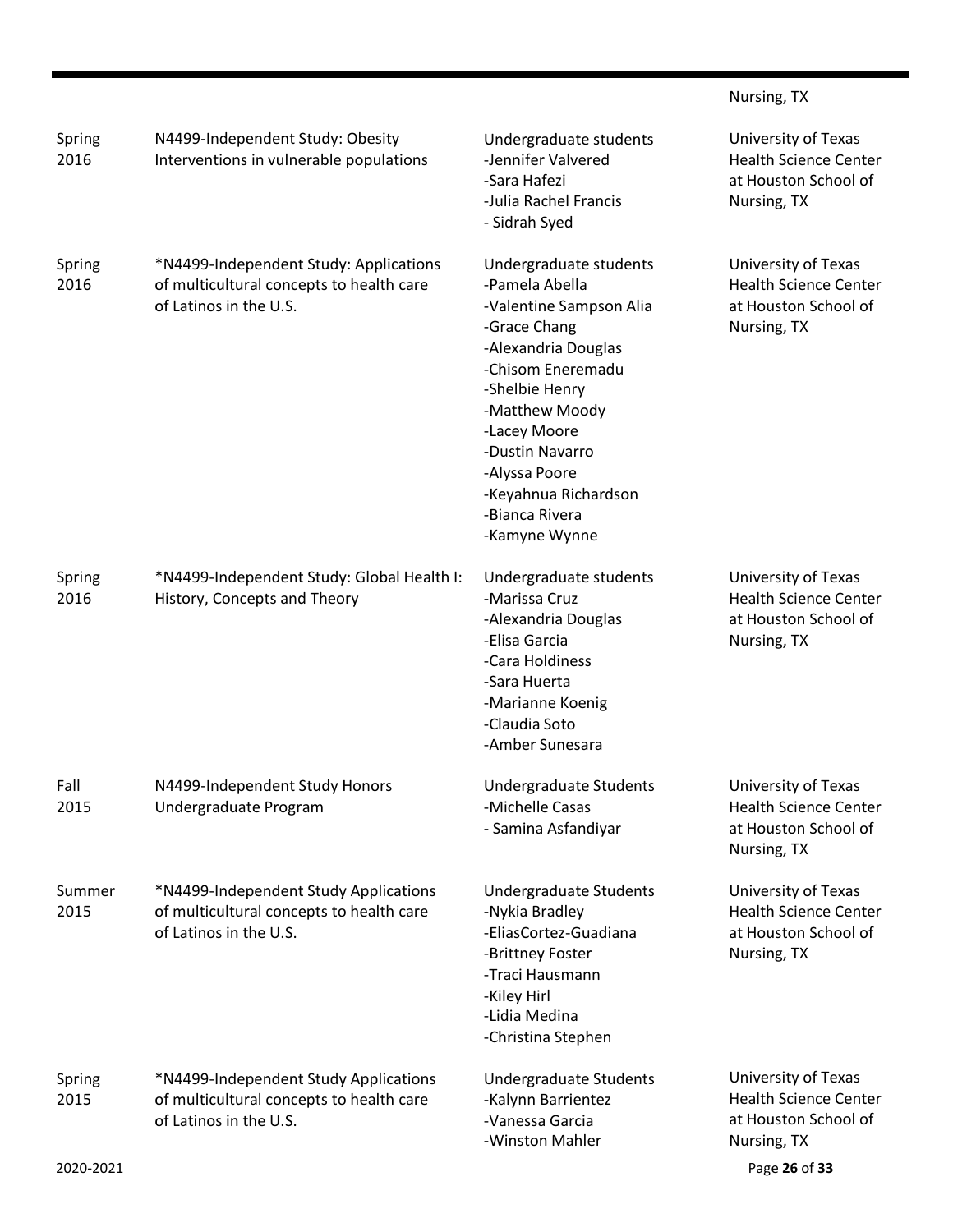| | | | Nursing, TX |
|---|---|---|---|
| Spring 2016 | N4499-Independent Study: Obesity Interventions in vulnerable populations | Undergraduate students<br>-Jennifer Valvered<br>-Sara Hafezi<br>-Julia Rachel Francis<br>- Sidrah Syed | University of Texas Health Science Center at Houston School of Nursing, TX |
| Spring 2016 | *N4499-Independent Study: Applications of multicultural concepts to health care of Latinos in the U.S. | Undergraduate students<br>-Pamela Abella<br>-Valentine Sampson Alia<br>-Grace Chang<br>-Alexandria Douglas<br>-Chisom Eneremadu<br>-Shelbie Henry<br>-Matthew Moody<br>-Lacey Moore<br>-Dustin Navarro<br>-Alyssa Poore<br>-Keyahnua Richardson<br>-Bianca Rivera<br>-Kamyne Wynne | University of Texas Health Science Center at Houston School of Nursing, TX |
| Spring 2016 | *N4499-Independent Study: Global Health I: History, Concepts and Theory | Undergraduate students<br>-Marissa Cruz<br>-Alexandria Douglas<br>-Elisa Garcia<br>-Cara Holdiness<br>-Sara Huerta<br>-Marianne Koenig<br>-Claudia Soto<br>-Amber Sunesara | University of Texas Health Science Center at Houston School of Nursing, TX |
| Fall 2015 | N4499-Independent Study Honors Undergraduate Program | Undergraduate Students<br>-Michelle Casas<br>- Samina Asfandiyar | University of Texas Health Science Center at Houston School of Nursing, TX |
| Summer 2015 | *N4499-Independent Study Applications of multicultural concepts to health care of Latinos in the U.S. | Undergraduate Students<br>-Nykia Bradley<br>-EliasCortez-Guadiana<br>-Brittney Foster<br>-Traci Hausmann<br>-Kiley Hirl<br>-Lidia Medina<br>-Christina Stephen | University of Texas Health Science Center at Houston School of Nursing, TX |
| Spring 2015 | *N4499-Independent Study Applications of multicultural concepts to health care of Latinos in the U.S. | Undergraduate Students<br>-Kalynn Barrientez<br>-Vanessa Garcia<br>-Winston Mahler | University of Texas Health Science Center at Houston School of Nursing, TX |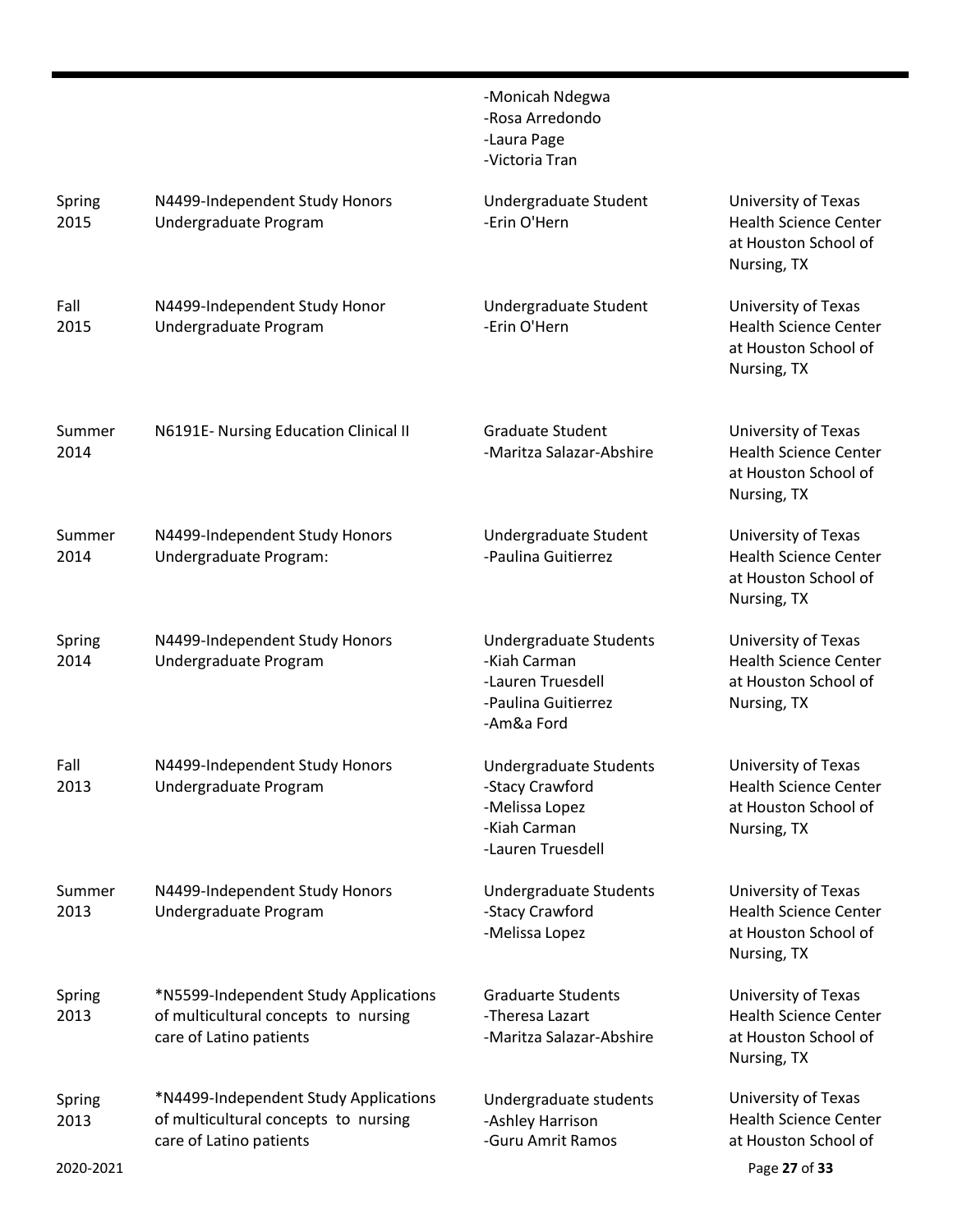| | | | |
|---|---|---|---|
| | | -Monicah Ndegwa<br>-Rosa Arredondo<br>-Laura Page<br>-Victoria Tran | |
| Spring 2015 | N4499-Independent Study Honors Undergraduate Program | Undergraduate Student<br>-Erin O'Hern | University of Texas Health Science Center at Houston School of Nursing, TX |
| Fall 2015 | N4499-Independent Study Honor Undergraduate Program | Undergraduate Student<br>-Erin O'Hern | University of Texas Health Science Center at Houston School of Nursing, TX |
| Summer 2014 | N6191E- Nursing Education Clinical II | Graduate Student<br>-Maritza Salazar-Abshire | University of Texas Health Science Center at Houston School of Nursing, TX |
| Summer 2014 | N4499-Independent Study Honors Undergraduate Program: | Undergraduate Student<br>-Paulina Guitierrez | University of Texas Health Science Center at Houston School of Nursing, TX |
| Spring 2014 | N4499-Independent Study Honors Undergraduate Program | Undergraduate Students<br>-Kiah Carman<br>-Lauren Truesdell<br>-Paulina Guitierrez<br>-Am&a Ford | University of Texas Health Science Center at Houston School of Nursing, TX |
| Fall 2013 | N4499-Independent Study Honors Undergraduate Program | Undergraduate Students<br>-Stacy Crawford<br>-Melissa Lopez<br>-Kiah Carman<br>-Lauren Truesdell | University of Texas Health Science Center at Houston School of Nursing, TX |
| Summer 2013 | N4499-Independent Study Honors Undergraduate Program | Undergraduate Students<br>-Stacy Crawford<br>-Melissa Lopez | University of Texas Health Science Center at Houston School of Nursing, TX |
| Spring 2013 | *N5599-Independent Study Applications of multicultural concepts to nursing care of Latino patients | Graduarte Students<br>-Theresa Lazart<br>-Maritza Salazar-Abshire | University of Texas Health Science Center at Houston School of Nursing, TX |
| Spring 2013 | *N4499-Independent Study Applications of multicultural concepts to nursing care of Latino patients | Undergraduate students<br>-Ashley Harrison<br>-Guru Amrit Ramos | University of Texas Health Science Center at Houston School of |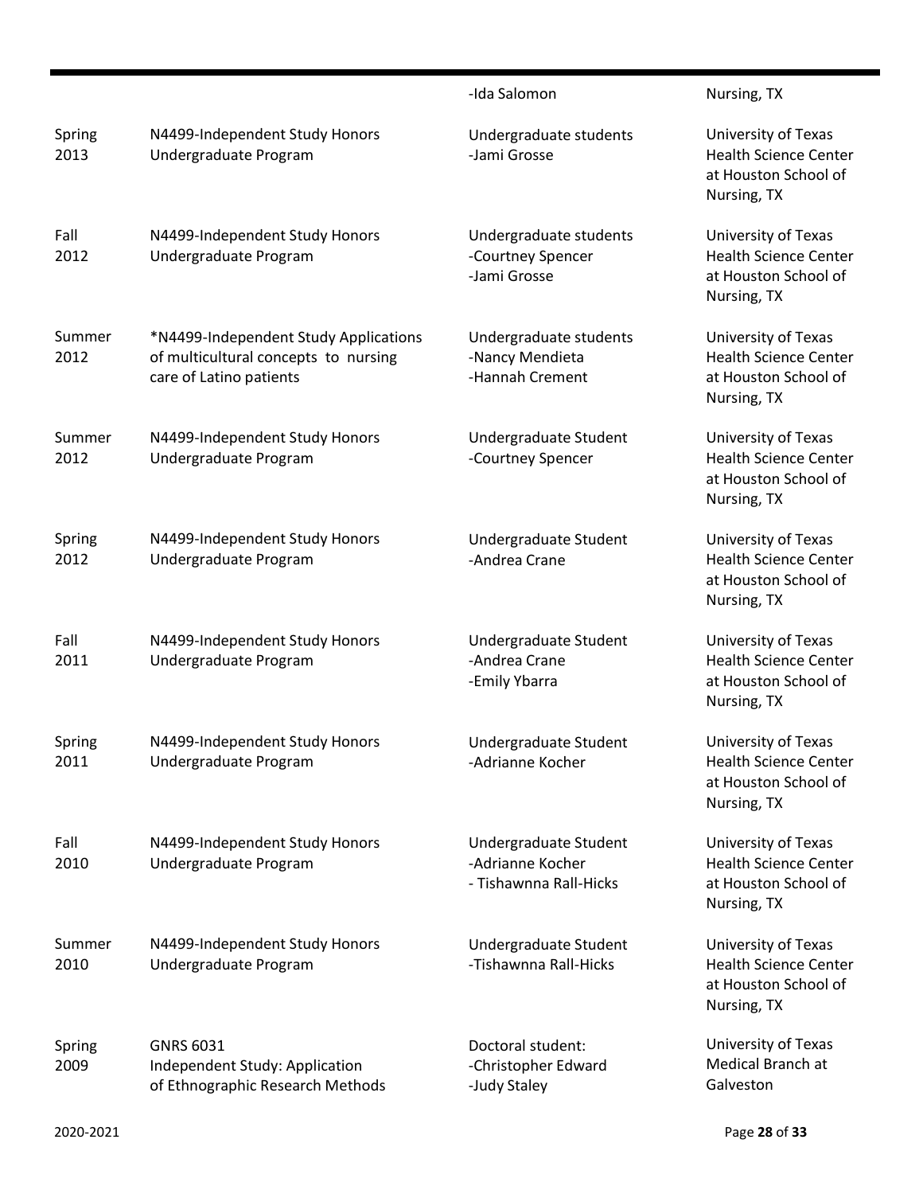| | | | |
|---|---|---|---|
| | | -Ida Salomon | Nursing, TX |
| Spring 2013 | N4499-Independent Study Honors Undergraduate Program | Undergraduate students<br>-Jami Grosse | University of Texas Health Science Center at Houston School of Nursing, TX |
| Fall 2012 | N4499-Independent Study Honors Undergraduate Program | Undergraduate students<br>-Courtney Spencer<br>-Jami Grosse | University of Texas Health Science Center at Houston School of Nursing, TX |
| Summer 2012 | *N4499-Independent Study Applications of multicultural concepts to nursing care of Latino patients | Undergraduate students<br>-Nancy Mendieta<br>-Hannah Crement | University of Texas Health Science Center at Houston School of Nursing, TX |
| Summer 2012 | N4499-Independent Study Honors Undergraduate Program | Undergraduate Student<br>-Courtney Spencer | University of Texas Health Science Center at Houston School of Nursing, TX |
| Spring 2012 | N4499-Independent Study Honors Undergraduate Program | Undergraduate Student<br>-Andrea Crane | University of Texas Health Science Center at Houston School of Nursing, TX |
| Fall 2011 | N4499-Independent Study Honors Undergraduate Program | Undergraduate Student<br>-Andrea Crane<br>-Emily Ybarra | University of Texas Health Science Center at Houston School of Nursing, TX |
| Spring 2011 | N4499-Independent Study Honors Undergraduate Program | Undergraduate Student<br>-Adrianne Kocher | University of Texas Health Science Center at Houston School of Nursing, TX |
| Fall 2010 | N4499-Independent Study Honors Undergraduate Program | Undergraduate Student<br>-Adrianne Kocher<br>- Tishawnna Rall-Hicks | University of Texas Health Science Center at Houston School of Nursing, TX |
| Summer 2010 | N4499-Independent Study Honors Undergraduate Program | Undergraduate Student<br>-Tishawnna Rall-Hicks | University of Texas Health Science Center at Houston School of Nursing, TX |
| Spring 2009 | GNRS 6031<br>Independent Study: Application of Ethnographic Research Methods | Doctoral student:<br>-Christopher Edward<br>-Judy Staley | University of Texas Medical Branch at Galveston |

2020-2021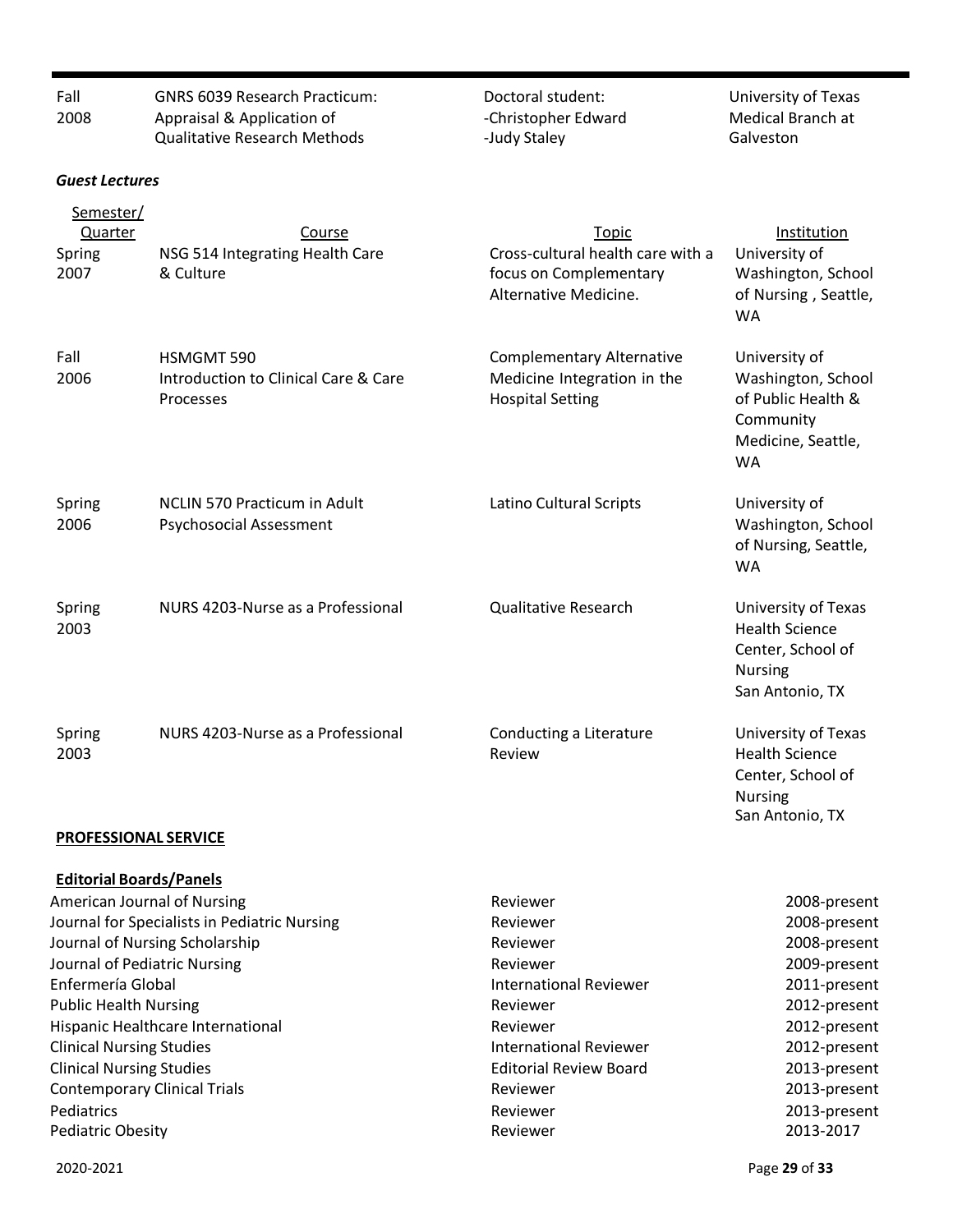| | | | |
|---|---|---|---|
| Fall 2008 | GNRS 6039 Research Practicum: Appraisal & Application of Qualitative Research Methods | Doctoral student: -Christopher Edward -Judy Staley | University of Texas Medical Branch at Galveston |

***Guest Lectures***

| Semester/ Quarter | Course | Topic | Institution |
|---|---|---|---|
| Spring 2007 | NSG 514 Integrating Health Care & Culture | Cross-cultural health care with a focus on Complementary Alternative Medicine. | University of Washington, School of Nursing , Seattle, WA |
| Fall 2006 | HSMGMT 590 Introduction to Clinical Care & Care Processes | Complementary Alternative Medicine Integration in the Hospital Setting | University of Washington, School of Public Health & Community Medicine, Seattle, WA |
| Spring 2006 | NCLIN 570 Practicum in Adult Psychosocial Assessment | Latino Cultural Scripts | University of Washington, School of Nursing, Seattle, WA |
| Spring 2003 | NURS 4203-Nurse as a Professional | Qualitative Research | University of Texas Health Science Center, School of Nursing San Antonio, TX |
| Spring 2003 | NURS 4203-Nurse as a Professional | Conducting a Literature Review | University of Texas Health Science Center, School of Nursing San Antonio, TX |

**PROFESSIONAL SERVICE**

**Editorial Boards/Panels**

| | | |
|---|---|---|
| American Journal of Nursing | Reviewer | 2008-present |
| Journal for Specialists in Pediatric Nursing | Reviewer | 2008-present |
| Journal of Nursing Scholarship | Reviewer | 2008-present |
| Journal of Pediatric Nursing | Reviewer | 2009-present |
| Enfermería Global | International Reviewer | 2011-present |
| Public Health Nursing | Reviewer | 2012-present |
| Hispanic Healthcare International | Reviewer | 2012-present |
| Clinical Nursing Studies | International Reviewer | 2012-present |
| Clinical Nursing Studies | Editorial Review Board | 2013-present |
| Contemporary Clinical Trials | Reviewer | 2013-present |
| Pediatrics | Reviewer | 2013-present |
| Pediatric Obesity | Reviewer | 2013-2017 |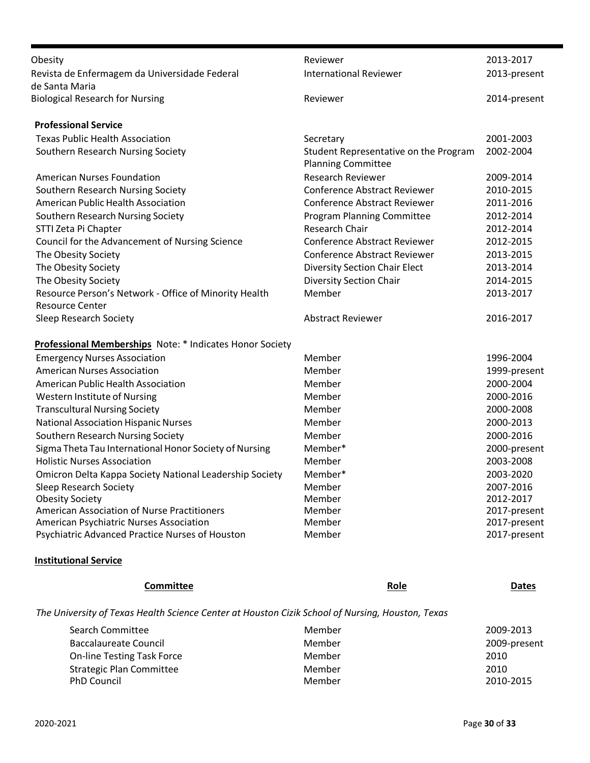| | | |
|---|---|---|
| Obesity | Reviewer | 2013-2017 |
| Revista de Enfermagem da Universidade Federal de Santa Maria | International Reviewer | 2013-present |
| Biological Research for Nursing | Reviewer | 2014-present |

**Professional Service**

| | | |
|---|---|---|
| Texas Public Health Association | Secretary | 2001-2003 |
| Southern Research Nursing Society | Student Representative on the Program Planning Committee | 2002-2004 |
| American Nurses Foundation | Research Reviewer | 2009-2014 |
| Southern Research Nursing Society | Conference Abstract Reviewer | 2010-2015 |
| American Public Health Association | Conference Abstract Reviewer | 2011-2016 |
| Southern Research Nursing Society | Program Planning Committee | 2012-2014 |
| STTI Zeta Pi Chapter | Research Chair | 2012-2014 |
| Council for the Advancement of Nursing Science | Conference Abstract Reviewer | 2012-2015 |
| The Obesity Society | Conference Abstract Reviewer | 2013-2015 |
| The Obesity Society | Diversity Section Chair Elect | 2013-2014 |
| The Obesity Society | Diversity Section Chair | 2014-2015 |
| Resource Person's Network - Office of Minority Health Resource Center | Member | 2013-2017 |
| Sleep Research Society | Abstract Reviewer | 2016-2017 |

**Professional Memberships** Note: * Indicates Honor Society

| | | |
|---|---|---|
| Emergency Nurses Association | Member | 1996-2004 |
| American Nurses Association | Member | 1999-present |
| American Public Health Association | Member | 2000-2004 |
| Western Institute of Nursing | Member | 2000-2016 |
| Transcultural Nursing Society | Member | 2000-2008 |
| National Association Hispanic Nurses | Member | 2000-2013 |
| Southern Research Nursing Society | Member | 2000-2016 |
| Sigma Theta Tau International Honor Society of Nursing | Member* | 2000-present |
| Holistic Nurses Association | Member | 2003-2008 |
| Omicron Delta Kappa Society National Leadership Society | Member* | 2003-2020 |
| Sleep Research Society | Member | 2007-2016 |
| Obesity Society | Member | 2012-2017 |
| American Association of Nurse Practitioners | Member | 2017-present |
| American Psychiatric Nurses Association | Member | 2017-present |
| Psychiatric Advanced Practice Nurses of Houston | Member | 2017-present |

**Institutional Service**

| Committee | Role | Dates |
|---|---|---|
| *The University of Texas Health Science Center at Houston Cizik School of Nursing, Houston, Texas* | | |
| Search Committee | Member | 2009-2013 |
| Baccalaureate Council | Member | 2009-present |
| On-line Testing Task Force | Member | 2010 |
| Strategic Plan Committee | Member | 2010 |
| PhD Council | Member | 2010-2015 |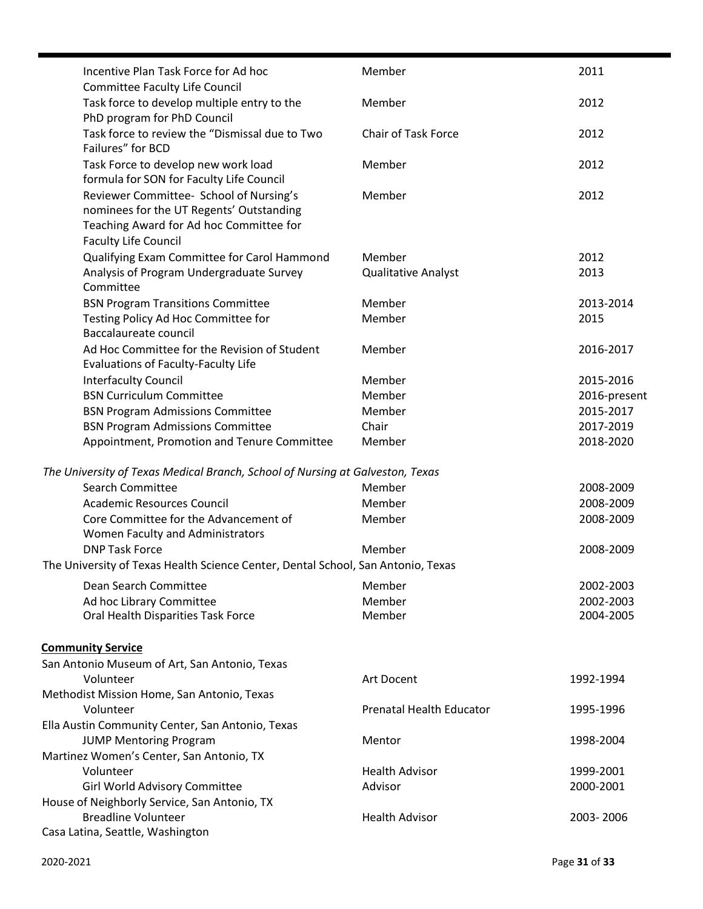| | | |
|---|---|---|
| Incentive Plan Task Force for Ad hoc Committee Faculty Life Council | Member | 2011 |
| Task force to develop multiple entry to the PhD program for PhD Council | Member | 2012 |
| Task force to review the "Dismissal due to Two Failures" for BCD | Chair of Task Force | 2012 |
| Task Force to develop new work load formula for SON for Faculty Life Council | Member | 2012 |
| Reviewer Committee- School of Nursing's nominees for the UT Regents' Outstanding Teaching Award for Ad hoc Committee for Faculty Life Council | Member | 2012 |
| Qualifying Exam Committee for Carol Hammond | Member | 2012 |
| Analysis of Program Undergraduate Survey Committee | Qualitative Analyst | 2013 |
| BSN Program Transitions Committee | Member | 2013-2014 |
| Testing Policy Ad Hoc Committee for Baccalaureate council | Member | 2015 |
| Ad Hoc Committee for the Revision of Student Evaluations of Faculty-Faculty Life | Member | 2016-2017 |
| Interfaculty Council | Member | 2015-2016 |
| BSN Curriculum Committee | Member | 2016-present |
| BSN Program Admissions Committee | Member | 2015-2017 |
| BSN Program Admissions Committee | Chair | 2017-2019 |
| Appointment, Promotion and Tenure Committee | Member | 2018-2020 |

*The University of Texas Medical Branch, School of Nursing at Galveston, Texas*

| | | |
|---|---|---|
| Search Committee | Member | 2008-2009 |
| Academic Resources Council | Member | 2008-2009 |
| Core Committee for the Advancement of Women Faculty and Administrators | Member | 2008-2009 |
| DNP Task Force | Member | 2008-2009 |

The University of Texas Health Science Center, Dental School, San Antonio, Texas

| | | |
|---|---|---|
| Dean Search Committee | Member | 2002-2003 |
| Ad hoc Library Committee | Member | 2002-2003 |
| Oral Health Disparities Task Force | Member | 2004-2005 |

**Community Service**

| | | |
|---|---|---|
| San Antonio Museum of Art, San Antonio, Texas | | |
| Volunteer | Art Docent | 1992-1994 |
| Methodist Mission Home, San Antonio, Texas | | |
| Volunteer | Prenatal Health Educator | 1995-1996 |
| Ella Austin Community Center, San Antonio, Texas | | |
| JUMP Mentoring Program | Mentor | 1998-2004 |
| Martinez Women's Center, San Antonio, TX | | |
| Volunteer | Health Advisor | 1999-2001 |
| Girl World Advisory Committee | Advisor | 2000-2001 |
| House of Neighborly Service, San Antonio, TX | | |
| Breadline Volunteer | Health Advisor | 2003- 2006 |
| Casa Latina, Seattle, Washington | | |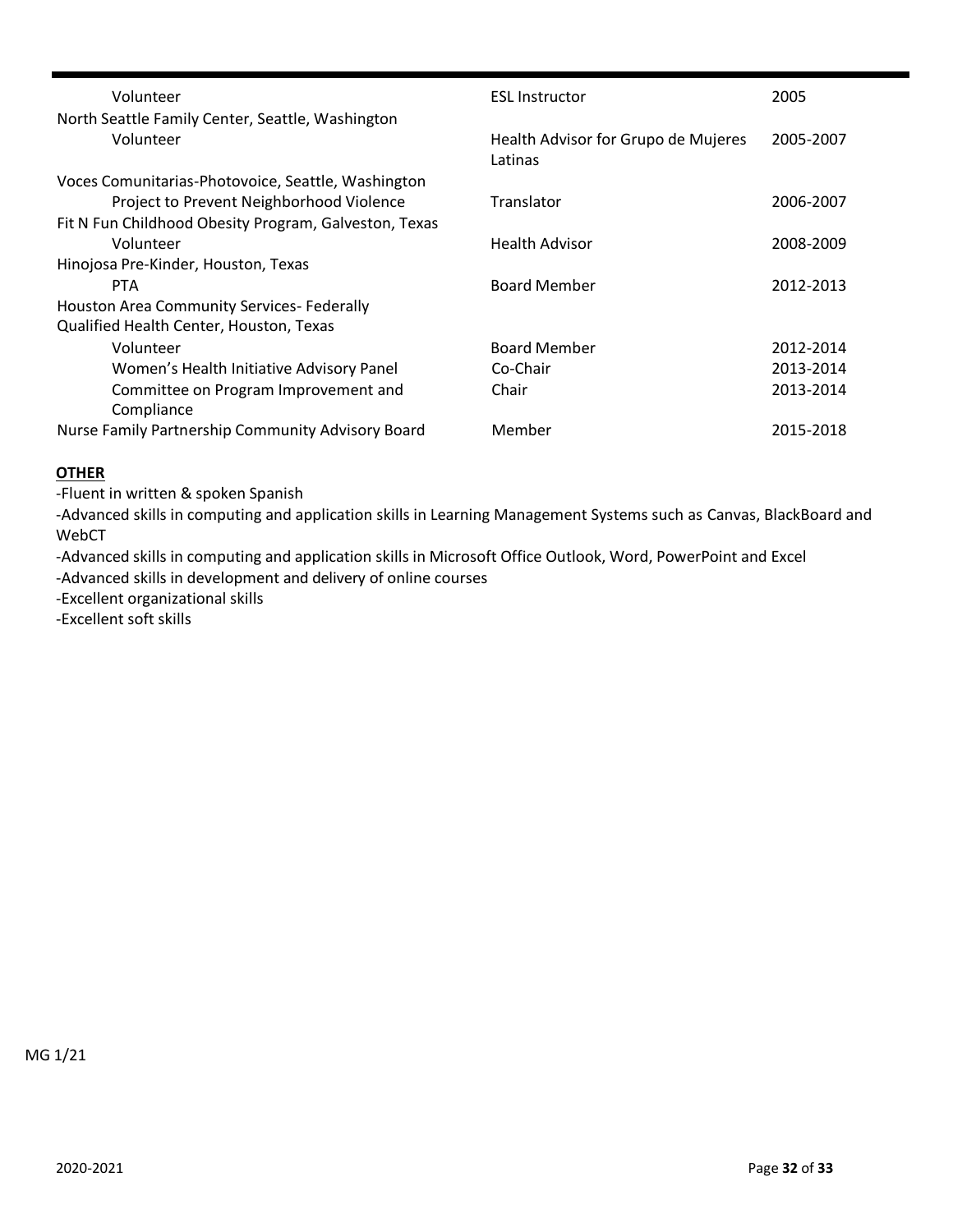| | | |
|---|---|---|
| Volunteer | ESL Instructor | 2005 |
| North Seattle Family Center, Seattle, Washington | | |
| Volunteer | Health Advisor for Grupo de Mujeres Latinas | 2005-2007 |
| Voces Comunitarias-Photovoice, Seattle, Washington | | |
| Project to Prevent Neighborhood Violence | Translator | 2006-2007 |
| Fit N Fun Childhood Obesity Program, Galveston, Texas | | |
| Volunteer | Health Advisor | 2008-2009 |
| Hinojosa Pre-Kinder, Houston, Texas | | |
| PTA | Board Member | 2012-2013 |
| Houston Area Community Services- Federally Qualified Health Center, Houston, Texas | | |
| Volunteer | Board Member | 2012-2014 |
| Women's Health Initiative Advisory Panel | Co-Chair | 2013-2014 |
| Committee on Program Improvement and Compliance | Chair | 2013-2014 |
| Nurse Family Partnership Community Advisory Board | Member | 2015-2018 |

**OTHER**

-Fluent in written & spoken Spanish

-Advanced skills in computing and application skills in Learning Management Systems such as Canvas, BlackBoard and WebCT

-Advanced skills in computing and application skills in Microsoft Office Outlook, Word, PowerPoint and Excel

-Advanced skills in development and delivery of online courses

-Excellent organizational skills

-Excellent soft skills

MG 1/21